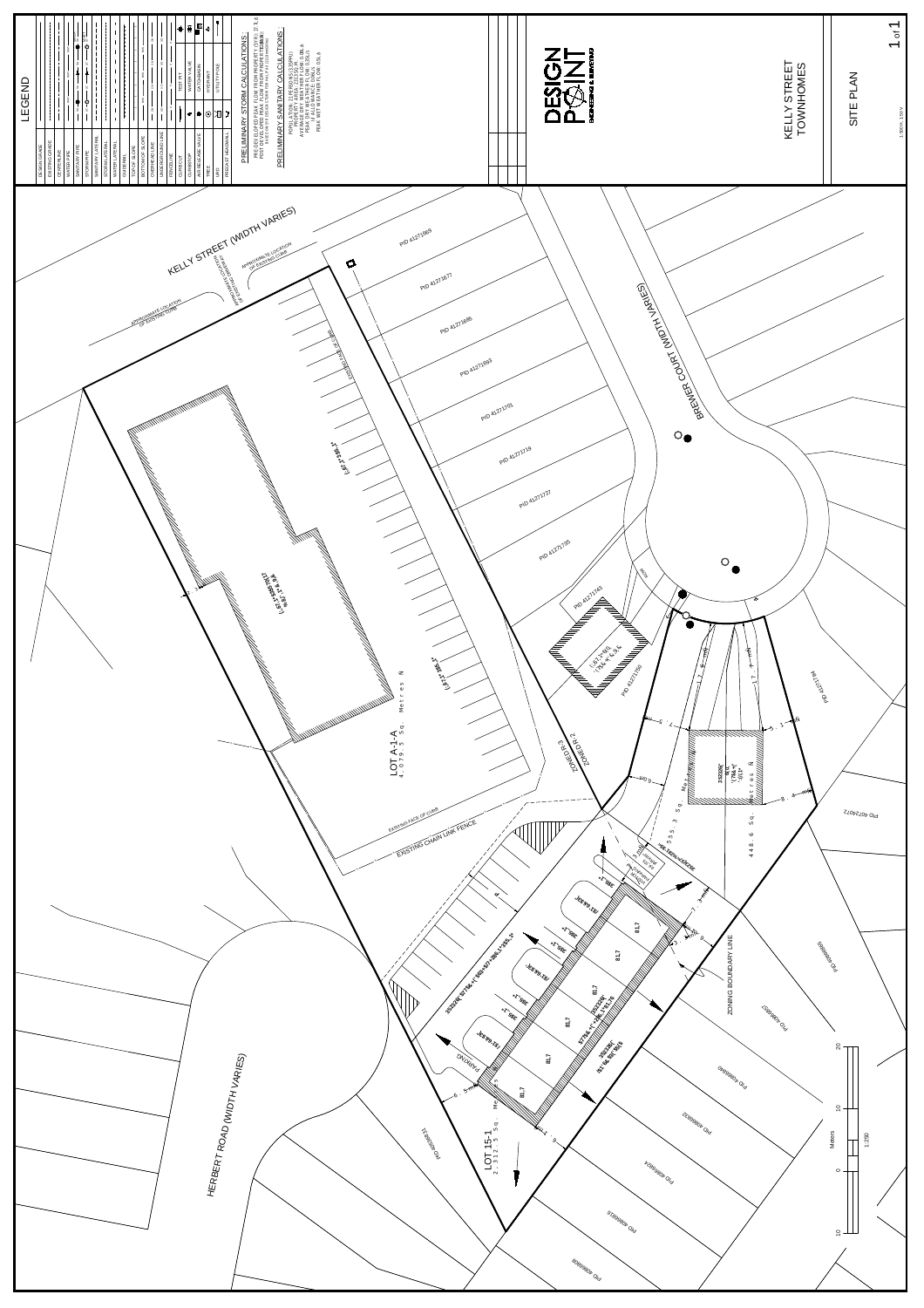# LEGEND

| | |
|---|---|
| DESIGN GRADE | |
| EXISTING GRADE | |
| CENTERLINE | |
| WATER PIPE | |
| SANITARY PIPE | |
| STORM PIPE | |
| SANITARY LATERAL | |
| STORM LATERAL | |
| WATER LATERAL | |
| GUIDERAIL | |
| TOP OF SLOPE | |
| BOTTOM OF SLOPE | |
| OVERHEAD LINE | |
| UNDERGROUND LINE | |
| FENCELINE | |
| CURB | |
| CURB STOP | |
| AIR RELEASE VALVE | |
| TREE | |
| UPOLE | |
| PRECAST HEADWALL | |
| TEST PIT | |
| WATER VALVE | |
| CATCHBASIN | |
| HYDRANT | |
| UTILITY POLE | |

## PRELIMINARY STORM CALCULATIONS:

PRE-DEVELOPED PEAK FLOW FROM PROPERTY (5YR): 27.8 L/s
POST-DEVELOPED PEAK FLOW FROM PROPERTY (5YR):
BASED ON THE DESIGN CRITERIA FROM 2 YEARS (ELEMENTS)

## PRELIMINARY SANITARY CALCULATIONS:

POPULATION: 3 PERSONS (33 SPPU)
PROPERTY AREA: 2313 SQ M
AVERAGE DRY WEATHER FLOW: 0.08L/s
PEAK DRY WEATHER FLOW: 0.35L/s
I+I ALLOWANCE: 0.06L/s
PEAK WET WEATHER FLOW: 0.5L/s

DESIGN POINT
ENGINEERING & SURVEYING

KELLY STREET TOWNHOMES

SITE PLAN

1:250

KELLY STREET (WIDTH VARIES)

BREWER COURT (WIDTH VARIES)

HERBERT ROAD (WIDTH VARIES)

APPROXIMATE LOCATION OF EXISTING CURB

LOT A-1-A
4,079.5 Sq. Metres

LOT 15-1
2,312.5 Sq. Metres

448.6 Sq. Metres

255.3 Sq. Metres

EXISTING FACE OF CURB

EXISTING CHAIN LINK FENCE

ZONING BOUNDARY LINE

ZONED R-2
ZONED R-3

PARKING

PID 41271669, PID 41271677, PID 41271685, PID 41271693, PID 41271701, PID 41271719, PID 41271727, PID 41271735, PID 41271743, PID 41271750, PID 41271768, PID 40724072, PID 40866869, PID 40866877, PID 40866885, PID 40866893, PID 40866901, PID 40866919, PID 40866927, PID 40866935, PID 40866943

Meters
0 10 20
1:250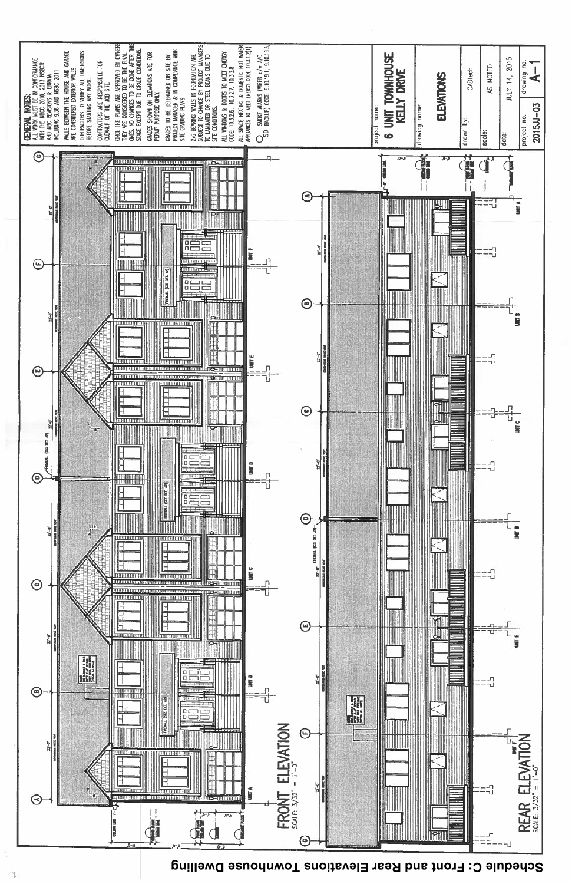# Schedule C: Front and Rear Elevations Townhouse Dwelling

**GENERAL NOTES:**

ALL WORK MUST BE IN CONFORMANCE WITH THE NBCC 2010, 2013 NSBCR AND NBC REVISIONS & ERRATA INCLUDING 9.36 AND NSBC 2011

WALLS BETWEEN THE HOUSE AND GARAGE ARE CONSIDERED EXTERIOR WALLS

CONTRACTORS TO VERIFY ALL DIMENSIONS BEFORE STARTING ANY WORK.

CONTRACTORS ARE RESPONSIBLE FOR CLEANUP OF THE JOB SITE.

ONCE THE PLANS ARE APPROVED BY OWNERS THEY ARE CONSIDERED TO BE THE FINAL ONES. NO CHANGES TO BE DONE AFTER THIS STAGE EXCEPT DUE TO GRADE CONDITIONS.

GRADES SHOWN ON ELEVATIONS ARE FOR PERMIT PURPOSE ONLY.

GRADES TO BE DETERMINED ON SITE BY PROJECT MANAGER & IN COMPLIANCE WITH SITE GRADING PLANS.

2x6 BEARING WALLS IN FOUNDATION ARE SUBJECT TO CHANGE BY PROJECT MANAGERS TO LAMINATED OR STEEL BEAMS DUE TO SITE CONDITIONS.

ALL WINDOWS & DOORS TO MEET ENERGY CODE: 10.3.2.6, 10.3.2.7, 10.3.2.8

ALL SPACE HEATING & DOMESTIC HOT WATER APPLIANCES TO MEET ENERGY CODE 10.3.1.2(1)

SMOKE ALARMS (WIRED c/w A/C SD BACKUP) CODE: 9.10.19.1, 9.10.19.3

FRONT ELEVATION
SCALE: 3/32" = 1'-0"

REAR ELEVATION
SCALE: 3/32" = 1'-0"

| | |
|---|---|
| project name: | 6 UNIT TOWNHOUSE KELLY DRIVE |
| drawing name: | ELEVATIONS |
| drawn by: | CADtech |
| scale: | AS NOTED |
| date: | JULY 14, 2015 |
| project no. | 2015JJ-03 |
| drawing no. | A-1 |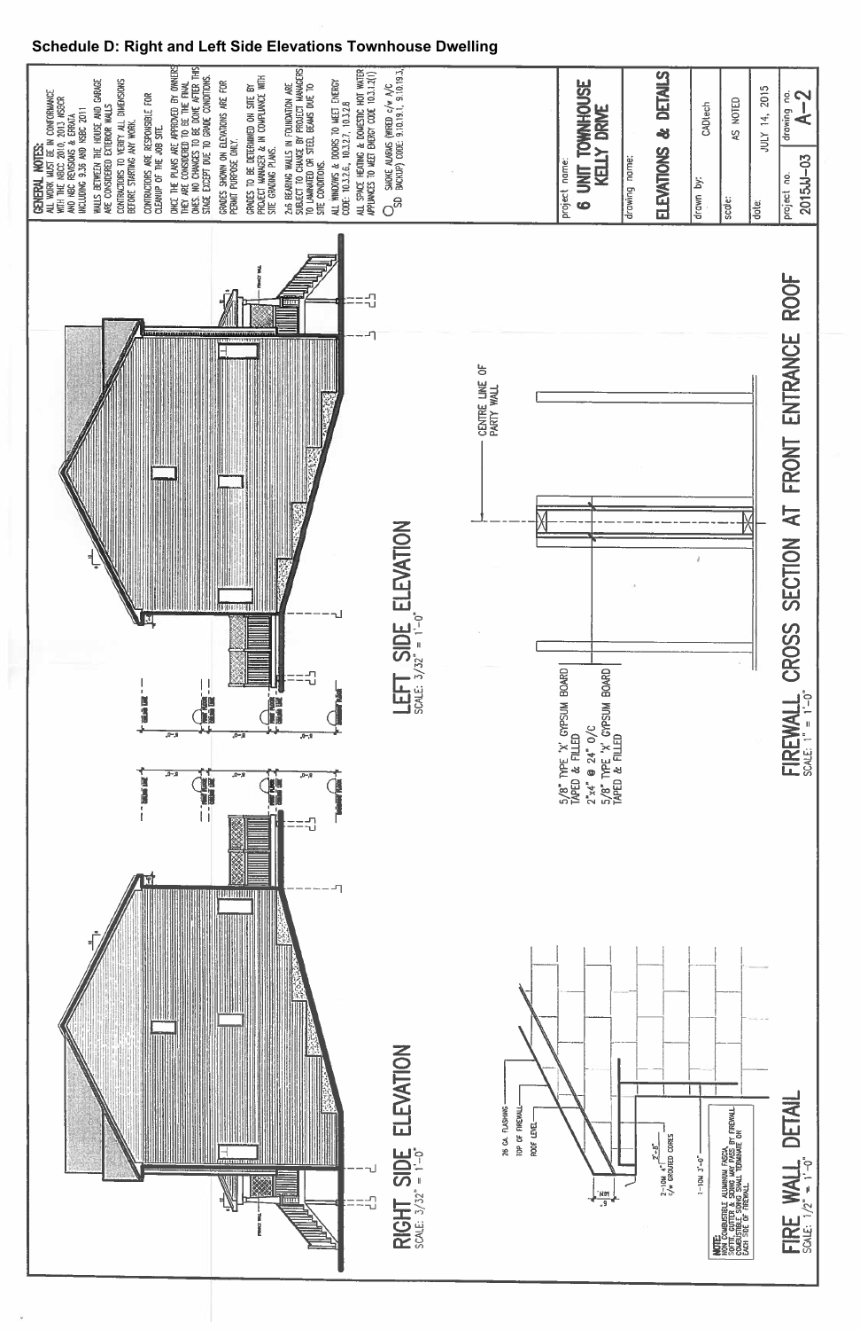# Schedule D: Right and Left Side Elevations Townhouse Dwelling

**GENERAL NOTES:**

ALL WORK MUST BE IN CONFORMANCE WITH THE NBCC 2010, 2013 NSBCR AND NBC REVISIONS & ERRATA INCLUDING 9.36 AND NSBC 2011

WALLS BETWEEN THE HOUSE AND GARAGE ARE CONSIDERED EXTERIOR WALLS

CONTRACTORS TO VERIFY ALL DIMENSIONS BEFORE STARTING ANY WORK.

CONTRACTORS ARE RESPONSIBLE FOR CLEANUP OF THE JOB SITE.

ONCE THE PLANS ARE APPROVED BY OWNERS THEY ARE CONSIDERED TO BE THE FINAL ONES NO CHANGES TO BE DONE AFTER THIS STAGE EXCEPT DUE TO GRADE CONDITIONS.

GRADES SHOWN ON ELEVATIONS ARE FOR PERMIT PURPOSE ONLY.

GRADES TO BE DETERMINED ON SITE BY PROJECT MANAGER & IN COMPLIANCE WITH SITE GRADING PLANS.

2x6 BEARING WALLS IN FOUNDATION ARE SUBJECT TO CHANGE BY PROJECT MANAGERS TO LAMINATED OR STEEL BEAMS DUE TO SITE CONDITIONS.

ALL WINDOWS & DOORS TO MEET ENERGY CODE: 10.3.2.6, 10.3.2.7, 10.3.2.8

ALL SPACE HEATING & DOMESTIC HOT WATER APPLIANCES TO MEET ENERGY CODE 10.3.1.2(1)

SD SMOKE ALARMS (WIRED c/w A/C BACKUP) CODE: 9.10.19.1, 9.10.19.3,

| | |
|---|---|
| project name: | **6 UNIT TOWNHOUSE KELLY DRIVE** |
| drawing name: | **ELEVATIONS & DETAILS** |
| drawn by: | CADtech |
| scale: | AS NOTED |
| date: | JULY 14, 2015 |
| project no. | 2015JJ-03 |
| drawing no. | A-2 |

## RIGHT SIDE ELEVATION
SCALE: 3/32" = 1'-0"

## LEFT SIDE ELEVATION
SCALE: 3/32" = 1'-0"

## FIREWALL CROSS SECTION AT FRONT ENTRANCE ROOF
SCALE: 1" = 1'-0"

5/8" TYPE 'X' GYPSUM BOARD TAPED & FILLED
2"x4" @ 24" O/C
5/8" TYPE 'X' GYPSUM BOARD TAPED & FILLED

CENTRE LINE OF PARTY WALL

## FIRE WALL DETAIL
SCALE: 1/2" = 1'-0"

26 GA. FLASHING
TOP OF FIREWALL
ROOF LEVEL
2-10M 4" c/w GROUTED CORES
1-10M 3'-0"
2'-8"

**NOTE:** NON COMBUSTIBLE ALUMINUM FASCIA, SOFFIT, GUTTER & SIDING ANY PASS BY FIREWALL. COMBUSTIBLE SIDING SHALL TERMINATE ON EACH SIDE OF FIREWALL.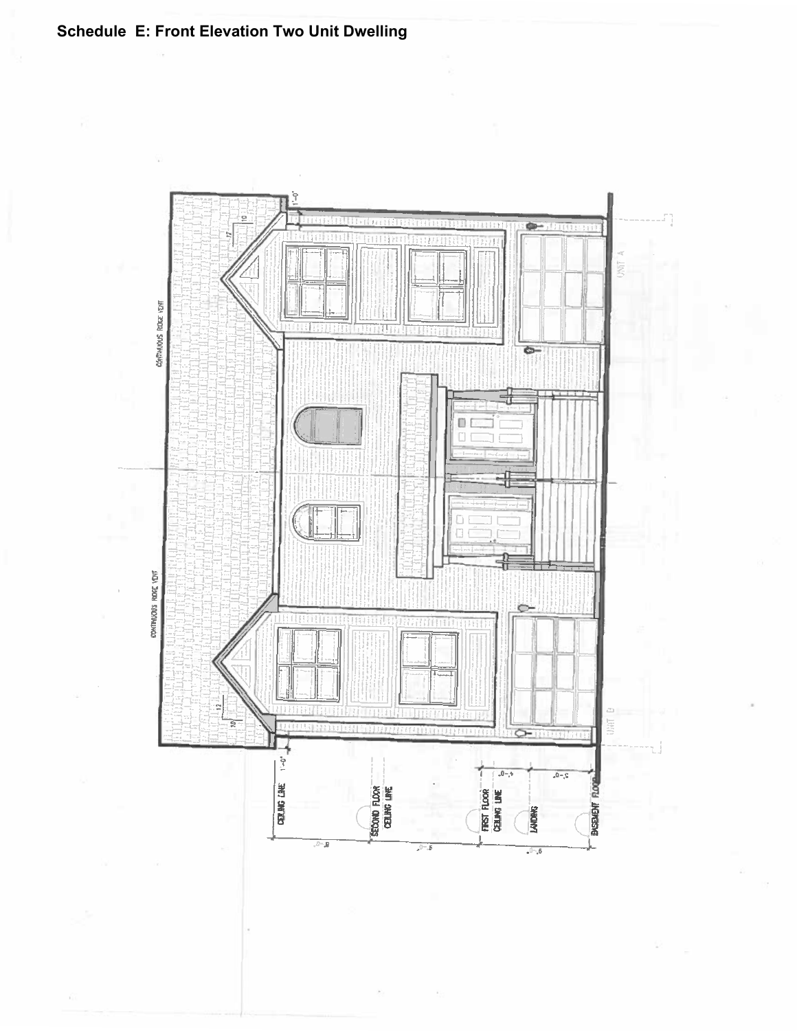**Schedule E: Front Elevation Two Unit Dwelling**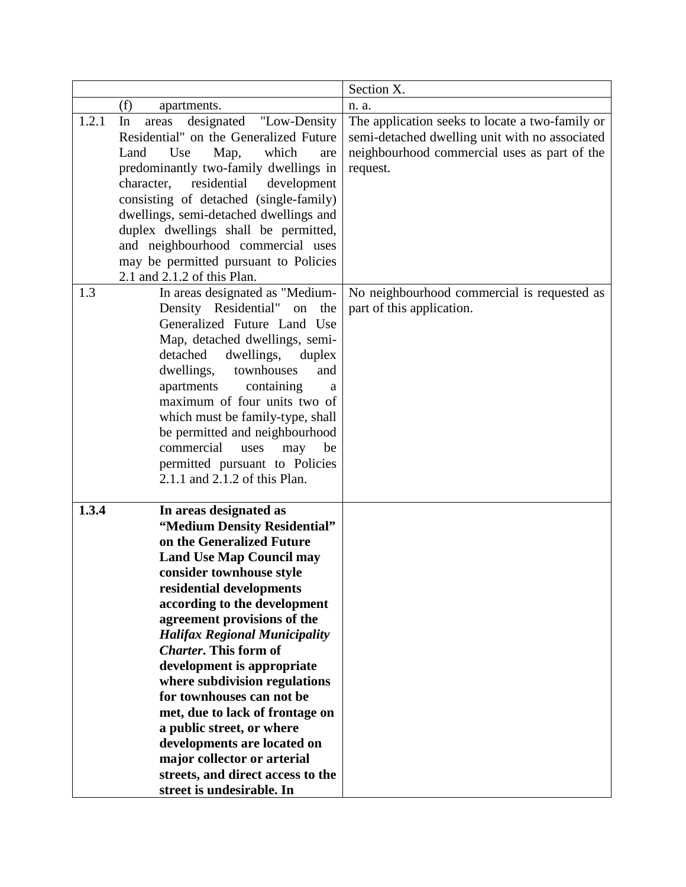| | | Section X. |
|---|---|---|
| | (f) apartments. | n. a. |
| 1.2.1 | In areas designated "Low-Density Residential" on the Generalized Future Land Use Map, which are predominantly two-family dwellings in character, residential development consisting of detached (single-family) dwellings, semi-detached dwellings and duplex dwellings shall be permitted, and neighbourhood commercial uses may be permitted pursuant to Policies 2.1 and 2.1.2 of this Plan. | The application seeks to locate a two-family or semi-detached dwelling unit with no associated neighbourhood commercial uses as part of the request. |
| 1.3 | In areas designated as "Medium-Density Residential" on the Generalized Future Land Use Map, detached dwellings, semi-detached dwellings, duplex dwellings, townhouses and apartments containing a maximum of four units two of which must be family-type, shall be permitted and neighbourhood commercial uses may be permitted pursuant to Policies 2.1.1 and 2.1.2 of this Plan. | No neighbourhood commercial is requested as part of this application. |
| **1.3.4** | **In areas designated as "Medium Density Residential" on the Generalized Future Land Use Map Council may consider townhouse style residential developments according to the development agreement provisions of the *Halifax Regional Municipality Charter*. This form of development is appropriate where subdivision regulations for townhouses can not be met, due to lack of frontage on a public street, or where developments are located on major collector or arterial streets, and direct access to the street is undesirable. In** | |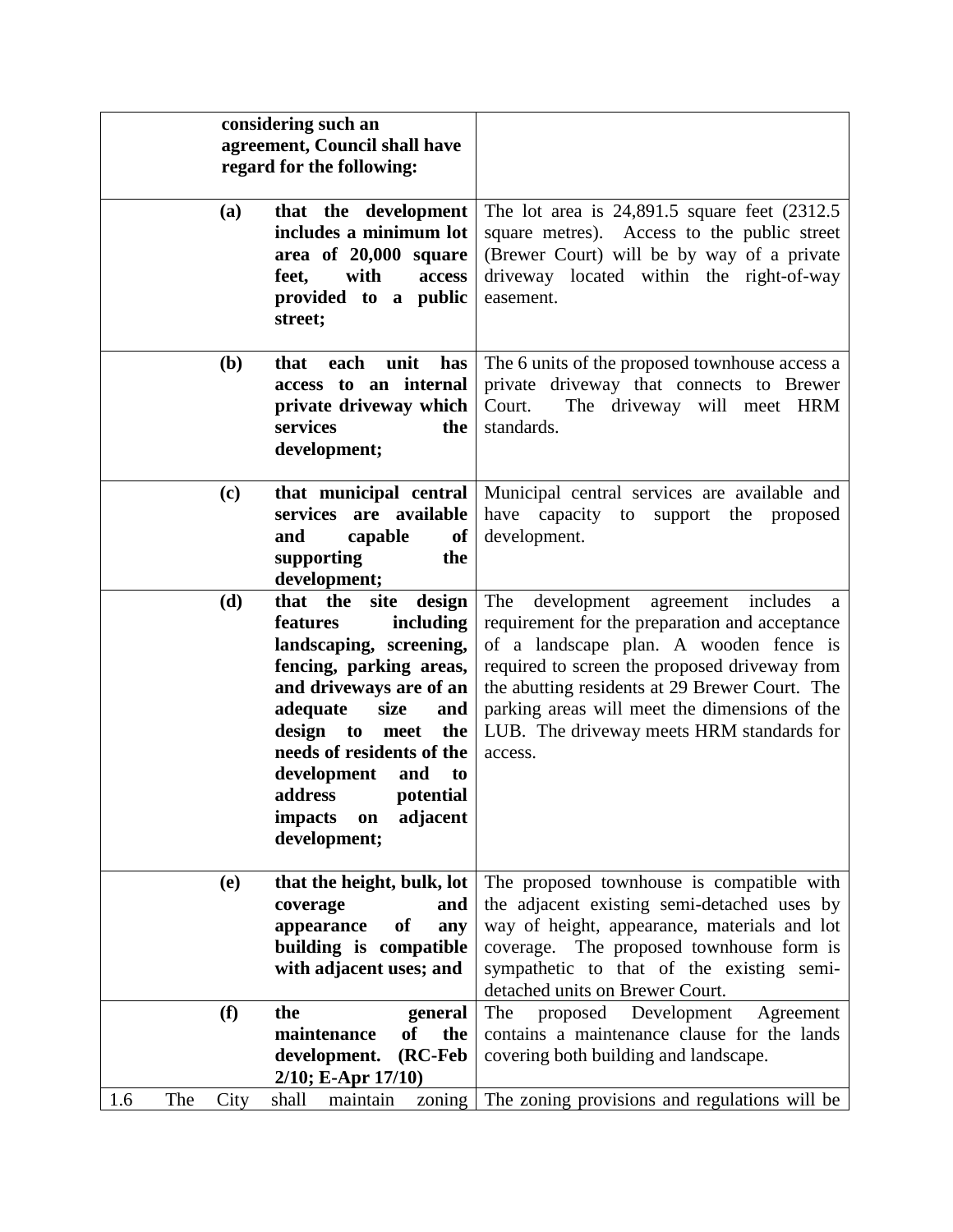| | | |
|---|---|---|
| | **considering such an agreement, Council shall have regard for the following:** | |
| | **(a) that the development includes a minimum lot area of 20,000 square feet, with access provided to a public street;** | The lot area is 24,891.5 square feet (2312.5 square metres). Access to the public street (Brewer Court) will be by way of a private driveway located within the right-of-way easement. |
| | **(b) that each unit has access to an internal private driveway which services the development;** | The 6 units of the proposed townhouse access a private driveway that connects to Brewer Court. The driveway will meet HRM standards. |
| | **(c) that municipal central services are available and capable of supporting the development;** | Municipal central services are available and have capacity to support the proposed development. |
| | **(d) that the site design features including landscaping, screening, fencing, parking areas, and driveways are of an adequate size and design to meet the needs of residents of the development and to address potential impacts on adjacent development;** | The development agreement includes a requirement for the preparation and acceptance of a landscape plan. A wooden fence is required to screen the proposed driveway from the abutting residents at 29 Brewer Court. The parking areas will meet the dimensions of the LUB. The driveway meets HRM standards for access. |
| | **(e) that the height, bulk, lot coverage and appearance of any building is compatible with adjacent uses; and** | The proposed townhouse is compatible with the adjacent existing semi-detached uses by way of height, appearance, materials and lot coverage. The proposed townhouse form is sympathetic to that of the existing semi-detached units on Brewer Court. |
| | **(f) the general maintenance of the development. (RC-Feb 2/10; E-Apr 17/10)** | The proposed Development Agreement contains a maintenance clause for the lands covering both building and landscape. |
| 1.6 | The City shall maintain zoning | The zoning provisions and regulations will be |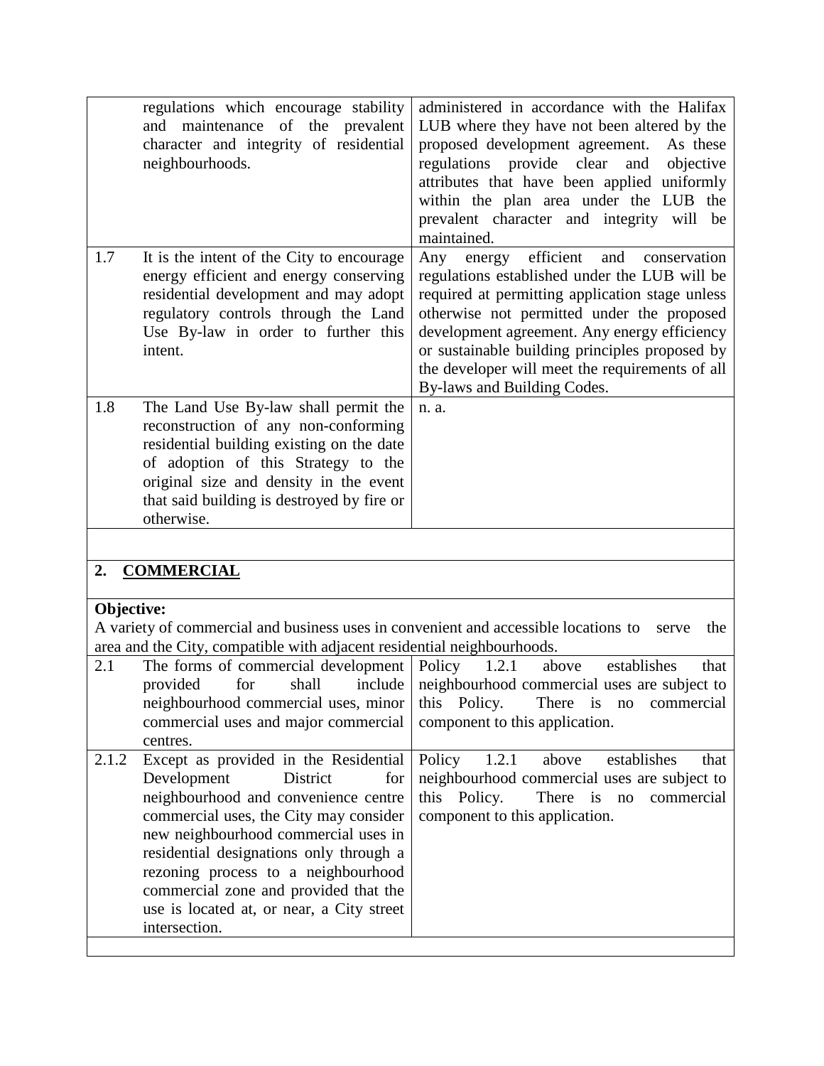| | | |
|---|---|---|
| | regulations which encourage stability and maintenance of the prevalent character and integrity of residential neighbourhoods. | administered in accordance with the Halifax LUB where they have not been altered by the proposed development agreement. As these regulations provide clear and objective attributes that have been applied uniformly within the plan area under the LUB the prevalent character and integrity will be maintained. |
| 1.7 | It is the intent of the City to encourage energy efficient and energy conserving residential development and may adopt regulatory controls through the Land Use By-law in order to further this intent. | Any energy efficient and conservation regulations established under the LUB will be required at permitting application stage unless otherwise not permitted under the proposed development agreement. Any energy efficiency or sustainable building principles proposed by the developer will meet the requirements of all By-laws and Building Codes. |
| 1.8 | The Land Use By-law shall permit the reconstruction of any non-conforming residential building existing on the date of adoption of this Strategy to the original size and density in the event that said building is destroyed by fire or otherwise. | n. a. |

## 2. COMMERCIAL

**Objective:**
A variety of commercial and business uses in convenient and accessible locations to serve the area and the City, compatible with adjacent residential neighbourhoods.

| | | |
|---|---|---|
| 2.1 | The forms of commercial development provided for shall include neighbourhood commercial uses, minor commercial uses and major commercial centres. | Policy 1.2.1 above establishes that neighbourhood commercial uses are subject to this Policy. There is no commercial component to this application. |
| 2.1.2 | Except as provided in the Residential Development District for neighbourhood and convenience centre commercial uses, the City may consider new neighbourhood commercial uses in residential designations only through a rezoning process to a neighbourhood commercial zone and provided that the use is located at, or near, a City street intersection. | Policy 1.2.1 above establishes that neighbourhood commercial uses are subject to this Policy. There is no commercial component to this application. |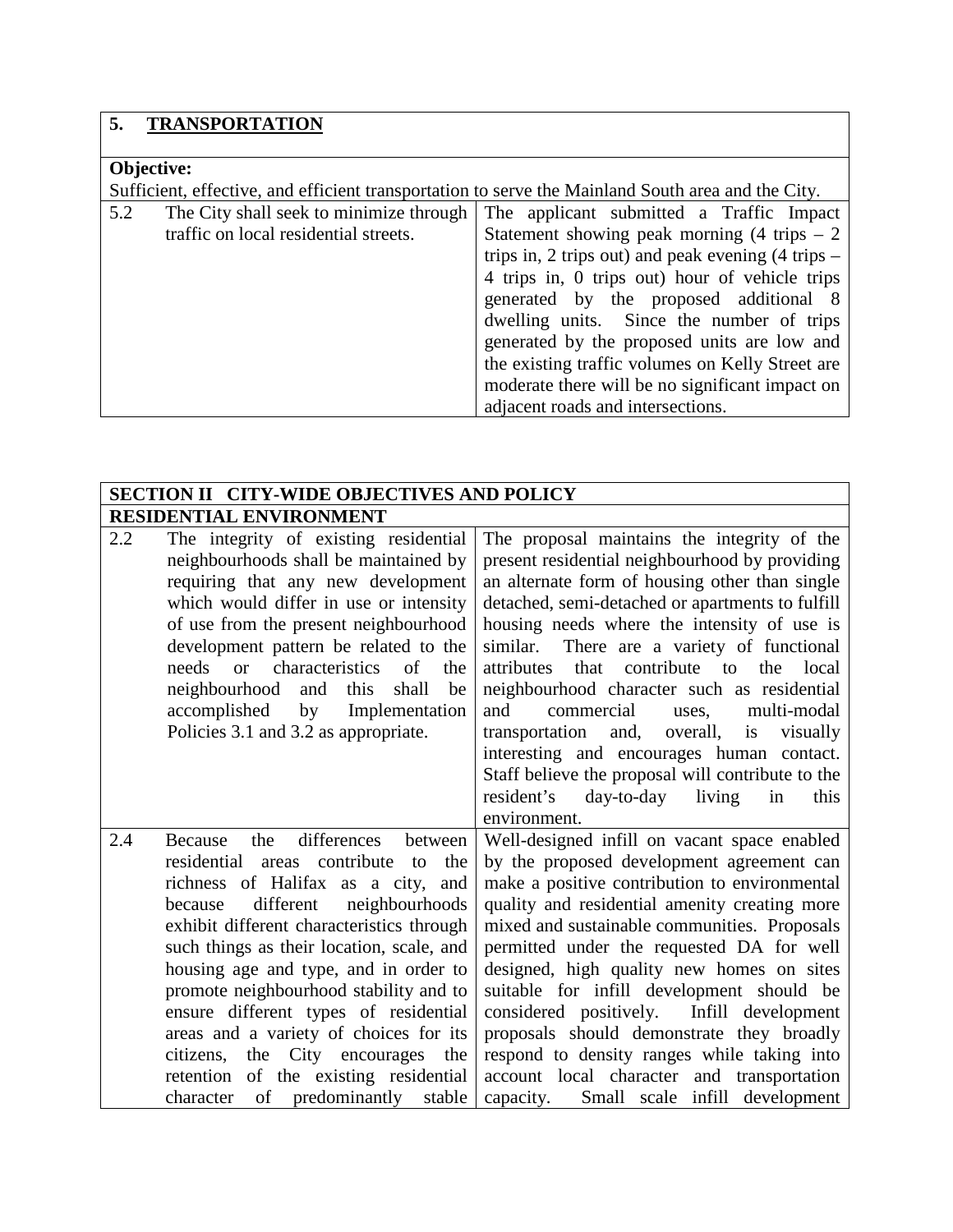| 5. **TRANSPORTATION** | |
|---|---|
| **Objective:** Sufficient, effective, and efficient transportation to serve the Mainland South area and the City. | |
| 5.2 The City shall seek to minimize through traffic on local residential streets. | The applicant submitted a Traffic Impact Statement showing peak morning (4 trips – 2 trips in, 2 trips out) and peak evening (4 trips – 4 trips in, 0 trips out) hour of vehicle trips generated by the proposed additional 8 dwelling units. Since the number of trips generated by the proposed units are low and the existing traffic volumes on Kelly Street are moderate there will be no significant impact on adjacent roads and intersections. |

| **SECTION II CITY-WIDE OBJECTIVES AND POLICY** | |
|---|---|
| **RESIDENTIAL ENVIRONMENT** | |
| 2.2 The integrity of existing residential neighbourhoods shall be maintained by requiring that any new development which would differ in use or intensity of use from the present neighbourhood development pattern be related to the needs or characteristics of the neighbourhood and this shall be accomplished by Implementation Policies 3.1 and 3.2 as appropriate. | The proposal maintains the integrity of the present residential neighbourhood by providing an alternate form of housing other than single detached, semi-detached or apartments to fulfill housing needs where the intensity of use is similar. There are a variety of functional attributes that contribute to the local neighbourhood character such as residential and commercial uses, multi-modal transportation and, overall, is visually interesting and encourages human contact. Staff believe the proposal will contribute to the resident's day-to-day living in this environment. |
| 2.4 Because the differences between residential areas contribute to the richness of Halifax as a city, and because different neighbourhoods exhibit different characteristics through such things as their location, scale, and housing age and type, and in order to promote neighbourhood stability and to ensure different types of residential areas and a variety of choices for its citizens, the City encourages the retention of the existing residential character of predominantly stable | Well-designed infill on vacant space enabled by the proposed development agreement can make a positive contribution to environmental quality and residential amenity creating more mixed and sustainable communities. Proposals permitted under the requested DA for well designed, high quality new homes on sites suitable for infill development should be considered positively. Infill development proposals should demonstrate they broadly respond to density ranges while taking into account local character and transportation capacity. Small scale infill development |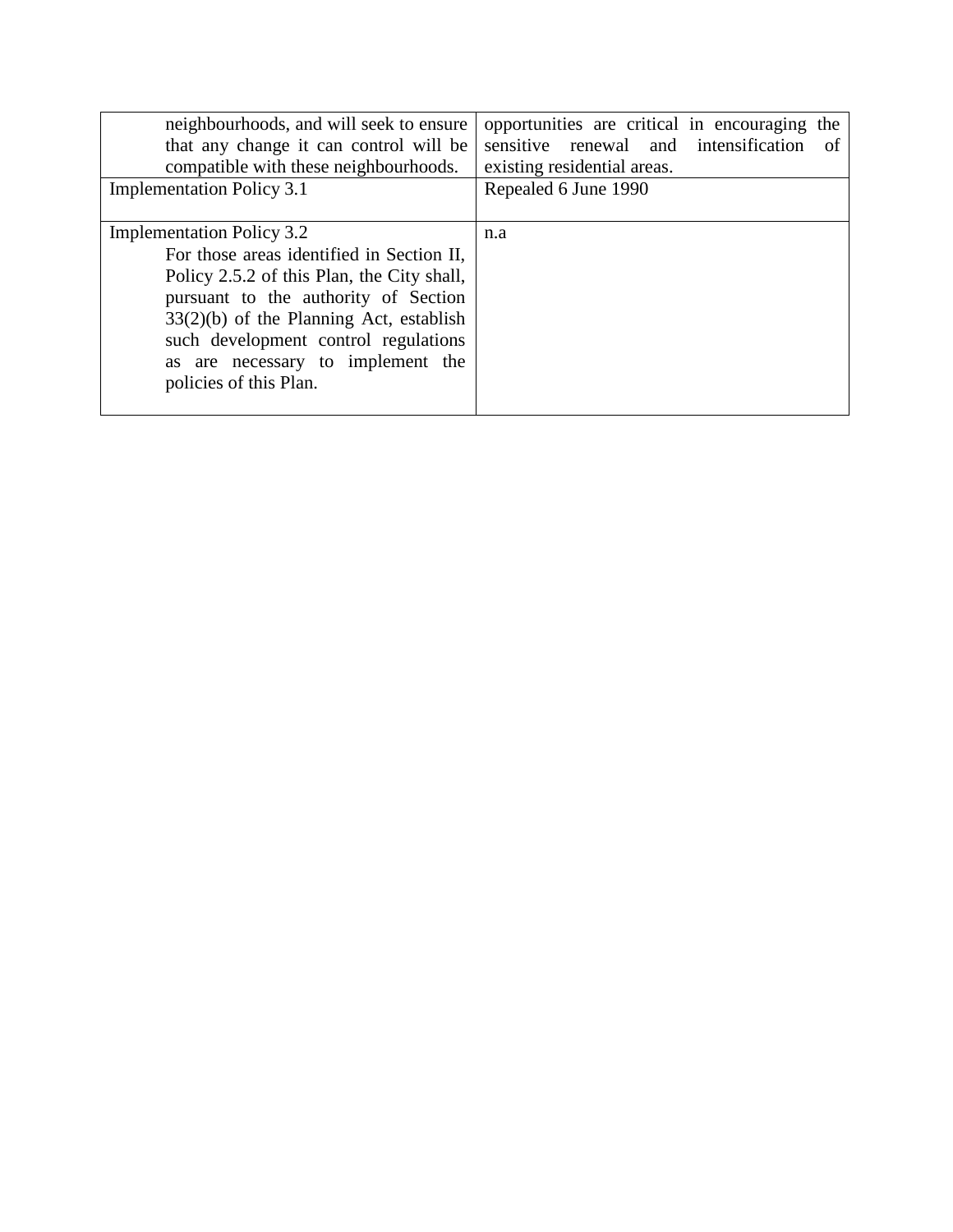| | |
|---|---|
| neighbourhoods, and will seek to ensure that any change it can control will be compatible with these neighbourhoods. | opportunities are critical in encouraging the sensitive renewal and intensification of existing residential areas. |
| Implementation Policy 3.1 | Repealed 6 June 1990 |
| Implementation Policy 3.2<br>For those areas identified in Section II, Policy 2.5.2 of this Plan, the City shall, pursuant to the authority of Section 33(2)(b) of the Planning Act, establish such development control regulations as are necessary to implement the policies of this Plan. | n.a |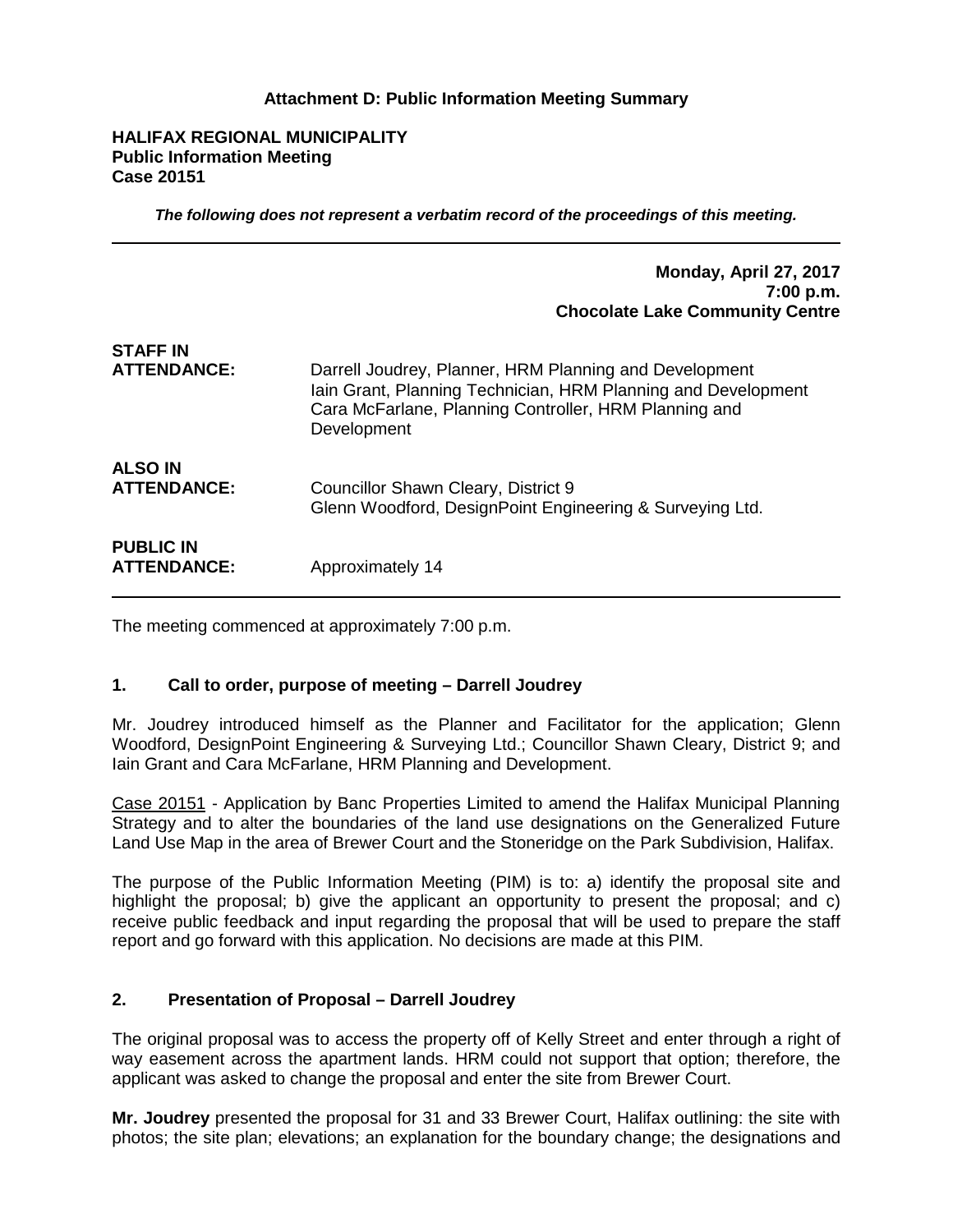**Attachment D: Public Information Meeting Summary**

**HALIFAX REGIONAL MUNICIPALITY**
**Public Information Meeting**
**Case 20151**

***The following does not represent a verbatim record of the proceedings of this meeting.***

---

**Monday, April 27, 2017**
**7:00 p.m.**
**Chocolate Lake Community Centre**

**STAFF IN ATTENDANCE:** Darrell Joudrey, Planner, HRM Planning and Development
Iain Grant, Planning Technician, HRM Planning and Development
Cara McFarlane, Planning Controller, HRM Planning and Development

**ALSO IN ATTENDANCE:** Councillor Shawn Cleary, District 9
Glenn Woodford, DesignPoint Engineering & Surveying Ltd.

**PUBLIC IN ATTENDANCE:** Approximately 14

---

The meeting commenced at approximately 7:00 p.m.

## 1. Call to order, purpose of meeting – Darrell Joudrey

Mr. Joudrey introduced himself as the Planner and Facilitator for the application; Glenn Woodford, DesignPoint Engineering & Surveying Ltd.; Councillor Shawn Cleary, District 9; and Iain Grant and Cara McFarlane, HRM Planning and Development.

Case 20151 - Application by Banc Properties Limited to amend the Halifax Municipal Planning Strategy and to alter the boundaries of the land use designations on the Generalized Future Land Use Map in the area of Brewer Court and the Stoneridge on the Park Subdivision, Halifax.

The purpose of the Public Information Meeting (PIM) is to: a) identify the proposal site and highlight the proposal; b) give the applicant an opportunity to present the proposal; and c) receive public feedback and input regarding the proposal that will be used to prepare the staff report and go forward with this application. No decisions are made at this PIM.

## 2. Presentation of Proposal – Darrell Joudrey

The original proposal was to access the property off of Kelly Street and enter through a right of way easement across the apartment lands. HRM could not support that option; therefore, the applicant was asked to change the proposal and enter the site from Brewer Court.

**Mr. Joudrey** presented the proposal for 31 and 33 Brewer Court, Halifax outlining: the site with photos; the site plan; elevations; an explanation for the boundary change; the designations and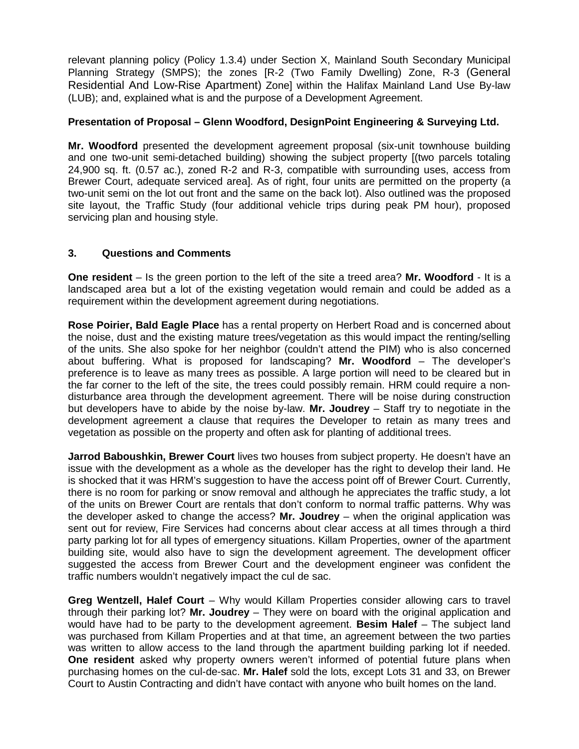relevant planning policy (Policy 1.3.4) under Section X, Mainland South Secondary Municipal Planning Strategy (SMPS); the zones [R-2 (Two Family Dwelling) Zone, R-3 (General Residential And Low-Rise Apartment) Zone] within the Halifax Mainland Land Use By-law (LUB); and, explained what is and the purpose of a Development Agreement.

**Presentation of Proposal – Glenn Woodford, DesignPoint Engineering & Surveying Ltd.**

**Mr. Woodford** presented the development agreement proposal (six-unit townhouse building and one two-unit semi-detached building) showing the subject property [(two parcels totaling 24,900 sq. ft. (0.57 ac.), zoned R-2 and R-3, compatible with surrounding uses, access from Brewer Court, adequate serviced area]. As of right, four units are permitted on the property (a two-unit semi on the lot out front and the same on the back lot). Also outlined was the proposed site layout, the Traffic Study (four additional vehicle trips during peak PM hour), proposed servicing plan and housing style.

## 3. Questions and Comments

**One resident** – Is the green portion to the left of the site a treed area? **Mr. Woodford** - It is a landscaped area but a lot of the existing vegetation would remain and could be added as a requirement within the development agreement during negotiations.

**Rose Poirier, Bald Eagle Place** has a rental property on Herbert Road and is concerned about the noise, dust and the existing mature trees/vegetation as this would impact the renting/selling of the units. She also spoke for her neighbor (couldn't attend the PIM) who is also concerned about buffering. What is proposed for landscaping? **Mr. Woodford** – The developer's preference is to leave as many trees as possible. A large portion will need to be cleared but in the far corner to the left of the site, the trees could possibly remain. HRM could require a non-disturbance area through the development agreement. There will be noise during construction but developers have to abide by the noise by-law. **Mr. Joudrey** – Staff try to negotiate in the development agreement a clause that requires the Developer to retain as many trees and vegetation as possible on the property and often ask for planting of additional trees.

**Jarrod Baboushkin, Brewer Court** lives two houses from subject property. He doesn't have an issue with the development as a whole as the developer has the right to develop their land. He is shocked that it was HRM's suggestion to have the access point off of Brewer Court. Currently, there is no room for parking or snow removal and although he appreciates the traffic study, a lot of the units on Brewer Court are rentals that don't conform to normal traffic patterns. Why was the developer asked to change the access? **Mr. Joudrey** – when the original application was sent out for review, Fire Services had concerns about clear access at all times through a third party parking lot for all types of emergency situations. Killam Properties, owner of the apartment building site, would also have to sign the development agreement. The development officer suggested the access from Brewer Court and the development engineer was confident the traffic numbers wouldn't negatively impact the cul de sac.

**Greg Wentzell, Halef Court** – Why would Killam Properties consider allowing cars to travel through their parking lot? **Mr. Joudrey** – They were on board with the original application and would have had to be party to the development agreement. **Besim Halef** – The subject land was purchased from Killam Properties and at that time, an agreement between the two parties was written to allow access to the land through the apartment building parking lot if needed. **One resident** asked why property owners weren't informed of potential future plans when purchasing homes on the cul-de-sac. **Mr. Halef** sold the lots, except Lots 31 and 33, on Brewer Court to Austin Contracting and didn't have contact with anyone who built homes on the land.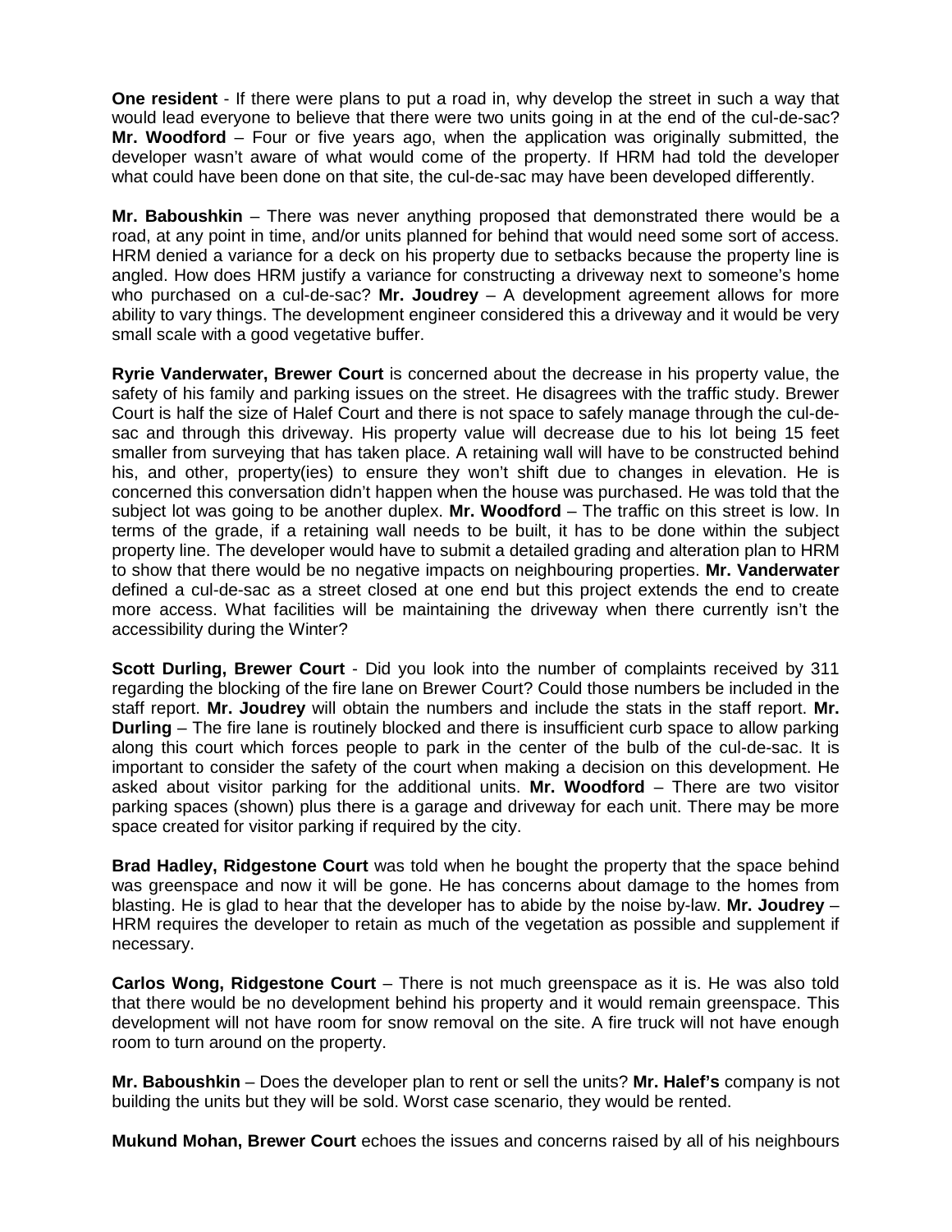**One resident** - If there were plans to put a road in, why develop the street in such a way that would lead everyone to believe that there were two units going in at the end of the cul-de-sac? **Mr. Woodford** – Four or five years ago, when the application was originally submitted, the developer wasn't aware of what would come of the property. If HRM had told the developer what could have been done on that site, the cul-de-sac may have been developed differently.

**Mr. Baboushkin** – There was never anything proposed that demonstrated there would be a road, at any point in time, and/or units planned for behind that would need some sort of access. HRM denied a variance for a deck on his property due to setbacks because the property line is angled. How does HRM justify a variance for constructing a driveway next to someone's home who purchased on a cul-de-sac? **Mr. Joudrey** – A development agreement allows for more ability to vary things. The development engineer considered this a driveway and it would be very small scale with a good vegetative buffer.

**Ryrie Vanderwater, Brewer Court** is concerned about the decrease in his property value, the safety of his family and parking issues on the street. He disagrees with the traffic study. Brewer Court is half the size of Halef Court and there is not space to safely manage through the cul-de-sac and through this driveway. His property value will decrease due to his lot being 15 feet smaller from surveying that has taken place. A retaining wall will have to be constructed behind his, and other, property(ies) to ensure they won't shift due to changes in elevation. He is concerned this conversation didn't happen when the house was purchased. He was told that the subject lot was going to be another duplex. **Mr. Woodford** – The traffic on this street is low. In terms of the grade, if a retaining wall needs to be built, it has to be done within the subject property line. The developer would have to submit a detailed grading and alteration plan to HRM to show that there would be no negative impacts on neighbouring properties. **Mr. Vanderwater** defined a cul-de-sac as a street closed at one end but this project extends the end to create more access. What facilities will be maintaining the driveway when there currently isn't the accessibility during the Winter?

**Scott Durling, Brewer Court** - Did you look into the number of complaints received by 311 regarding the blocking of the fire lane on Brewer Court? Could those numbers be included in the staff report. **Mr. Joudrey** will obtain the numbers and include the stats in the staff report. **Mr. Durling** – The fire lane is routinely blocked and there is insufficient curb space to allow parking along this court which forces people to park in the center of the bulb of the cul-de-sac. It is important to consider the safety of the court when making a decision on this development. He asked about visitor parking for the additional units. **Mr. Woodford** – There are two visitor parking spaces (shown) plus there is a garage and driveway for each unit. There may be more space created for visitor parking if required by the city.

**Brad Hadley, Ridgestone Court** was told when he bought the property that the space behind was greenspace and now it will be gone. He has concerns about damage to the homes from blasting. He is glad to hear that the developer has to abide by the noise by-law. **Mr. Joudrey** – HRM requires the developer to retain as much of the vegetation as possible and supplement if necessary.

**Carlos Wong, Ridgestone Court** – There is not much greenspace as it is. He was also told that there would be no development behind his property and it would remain greenspace. This development will not have room for snow removal on the site. A fire truck will not have enough room to turn around on the property.

**Mr. Baboushkin** – Does the developer plan to rent or sell the units? **Mr. Halef's** company is not building the units but they will be sold. Worst case scenario, they would be rented.

**Mukund Mohan, Brewer Court** echoes the issues and concerns raised by all of his neighbours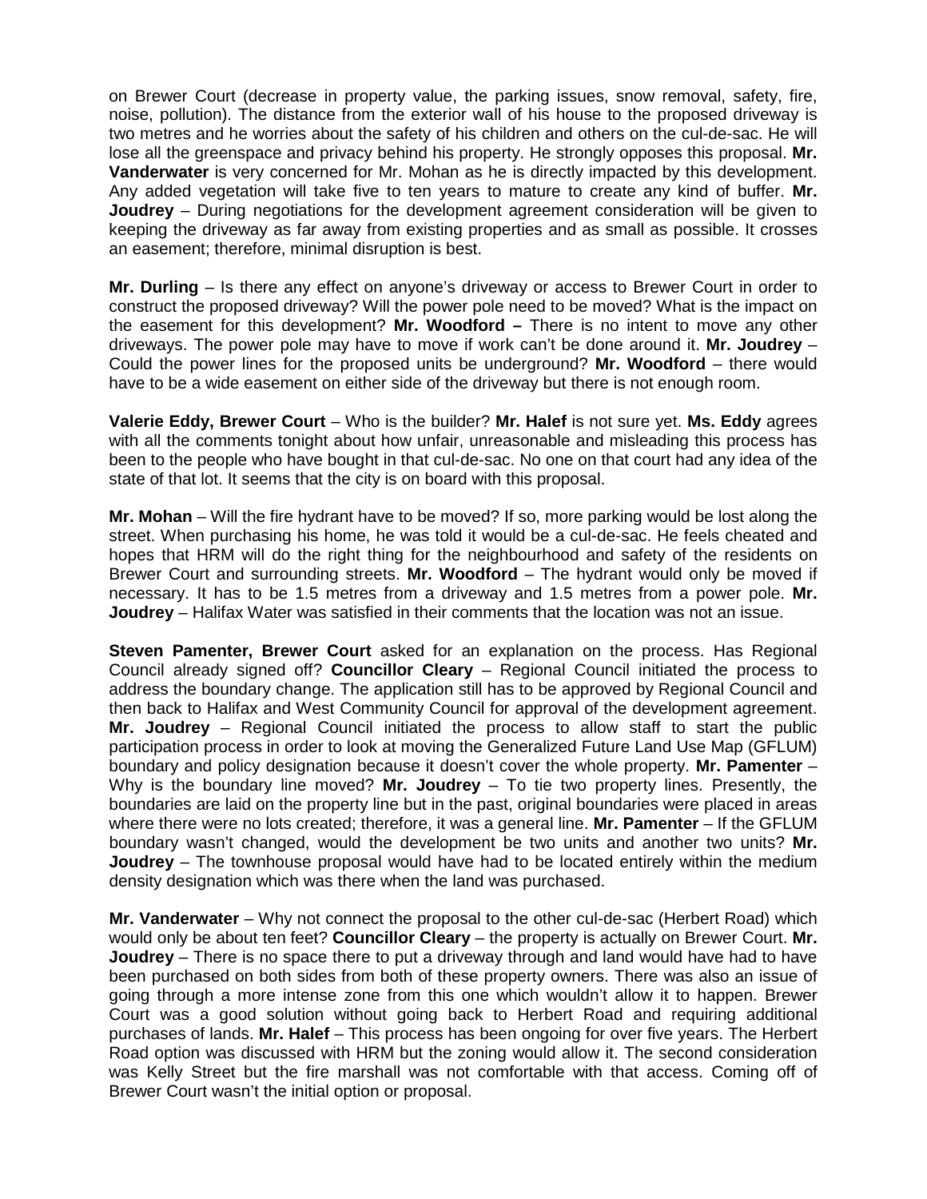on Brewer Court (decrease in property value, the parking issues, snow removal, safety, fire, noise, pollution). The distance from the exterior wall of his house to the proposed driveway is two metres and he worries about the safety of his children and others on the cul-de-sac. He will lose all the greenspace and privacy behind his property. He strongly opposes this proposal. **Mr. Vanderwater** is very concerned for Mr. Mohan as he is directly impacted by this development. Any added vegetation will take five to ten years to mature to create any kind of buffer. **Mr. Joudrey** – During negotiations for the development agreement consideration will be given to keeping the driveway as far away from existing properties and as small as possible. It crosses an easement; therefore, minimal disruption is best.

**Mr. Durling** – Is there any effect on anyone's driveway or access to Brewer Court in order to construct the proposed driveway? Will the power pole need to be moved? What is the impact on the easement for this development? **Mr. Woodford –** There is no intent to move any other driveways. The power pole may have to move if work can't be done around it. **Mr. Joudrey** – Could the power lines for the proposed units be underground? **Mr. Woodford** – there would have to be a wide easement on either side of the driveway but there is not enough room.

**Valerie Eddy, Brewer Court** – Who is the builder? **Mr. Halef** is not sure yet. **Ms. Eddy** agrees with all the comments tonight about how unfair, unreasonable and misleading this process has been to the people who have bought in that cul-de-sac. No one on that court had any idea of the state of that lot. It seems that the city is on board with this proposal.

**Mr. Mohan** – Will the fire hydrant have to be moved? If so, more parking would be lost along the street. When purchasing his home, he was told it would be a cul-de-sac. He feels cheated and hopes that HRM will do the right thing for the neighbourhood and safety of the residents on Brewer Court and surrounding streets. **Mr. Woodford** – The hydrant would only be moved if necessary. It has to be 1.5 metres from a driveway and 1.5 metres from a power pole. **Mr. Joudrey** – Halifax Water was satisfied in their comments that the location was not an issue.

**Steven Pamenter, Brewer Court** asked for an explanation on the process. Has Regional Council already signed off? **Councillor Cleary** – Regional Council initiated the process to address the boundary change. The application still has to be approved by Regional Council and then back to Halifax and West Community Council for approval of the development agreement. **Mr. Joudrey** – Regional Council initiated the process to allow staff to start the public participation process in order to look at moving the Generalized Future Land Use Map (GFLUM) boundary and policy designation because it doesn't cover the whole property. **Mr. Pamenter** – Why is the boundary line moved? **Mr. Joudrey** – To tie two property lines. Presently, the boundaries are laid on the property line but in the past, original boundaries were placed in areas where there were no lots created; therefore, it was a general line. **Mr. Pamenter** – If the GFLUM boundary wasn't changed, would the development be two units and another two units? **Mr. Joudrey** – The townhouse proposal would have had to be located entirely within the medium density designation which was there when the land was purchased.

**Mr. Vanderwater** – Why not connect the proposal to the other cul-de-sac (Herbert Road) which would only be about ten feet? **Councillor Cleary** – the property is actually on Brewer Court. **Mr. Joudrey** – There is no space there to put a driveway through and land would have had to have been purchased on both sides from both of these property owners. There was also an issue of going through a more intense zone from this one which wouldn't allow it to happen. Brewer Court was a good solution without going back to Herbert Road and requiring additional purchases of lands. **Mr. Halef** – This process has been ongoing for over five years. The Herbert Road option was discussed with HRM but the zoning would allow it. The second consideration was Kelly Street but the fire marshall was not comfortable with that access. Coming off of Brewer Court wasn't the initial option or proposal.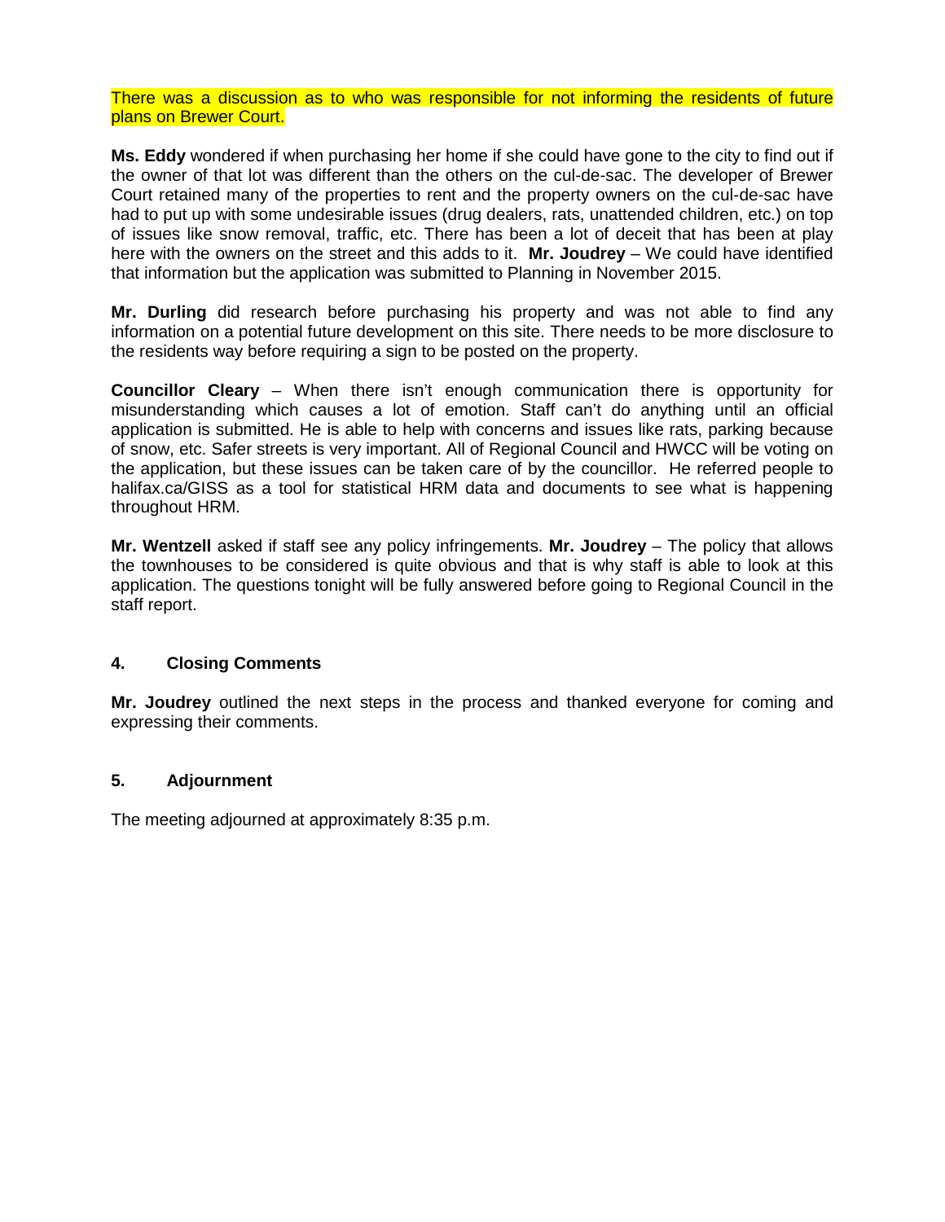There was a discussion as to who was responsible for not informing the residents of future plans on Brewer Court.

**Ms. Eddy** wondered if when purchasing her home if she could have gone to the city to find out if the owner of that lot was different than the others on the cul-de-sac. The developer of Brewer Court retained many of the properties to rent and the property owners on the cul-de-sac have had to put up with some undesirable issues (drug dealers, rats, unattended children, etc.) on top of issues like snow removal, traffic, etc. There has been a lot of deceit that has been at play here with the owners on the street and this adds to it. **Mr. Joudrey** – We could have identified that information but the application was submitted to Planning in November 2015.

**Mr. Durling** did research before purchasing his property and was not able to find any information on a potential future development on this site. There needs to be more disclosure to the residents way before requiring a sign to be posted on the property.

**Councillor Cleary** – When there isn't enough communication there is opportunity for misunderstanding which causes a lot of emotion. Staff can't do anything until an official application is submitted. He is able to help with concerns and issues like rats, parking because of snow, etc. Safer streets is very important. All of Regional Council and HWCC will be voting on the application, but these issues can be taken care of by the councillor. He referred people to halifax.ca/GISS as a tool for statistical HRM data and documents to see what is happening throughout HRM.

**Mr. Wentzell** asked if staff see any policy infringements. **Mr. Joudrey** – The policy that allows the townhouses to be considered is quite obvious and that is why staff is able to look at this application. The questions tonight will be fully answered before going to Regional Council in the staff report.

## 4. Closing Comments

**Mr. Joudrey** outlined the next steps in the process and thanked everyone for coming and expressing their comments.

## 5. Adjournment

The meeting adjourned at approximately 8:35 p.m.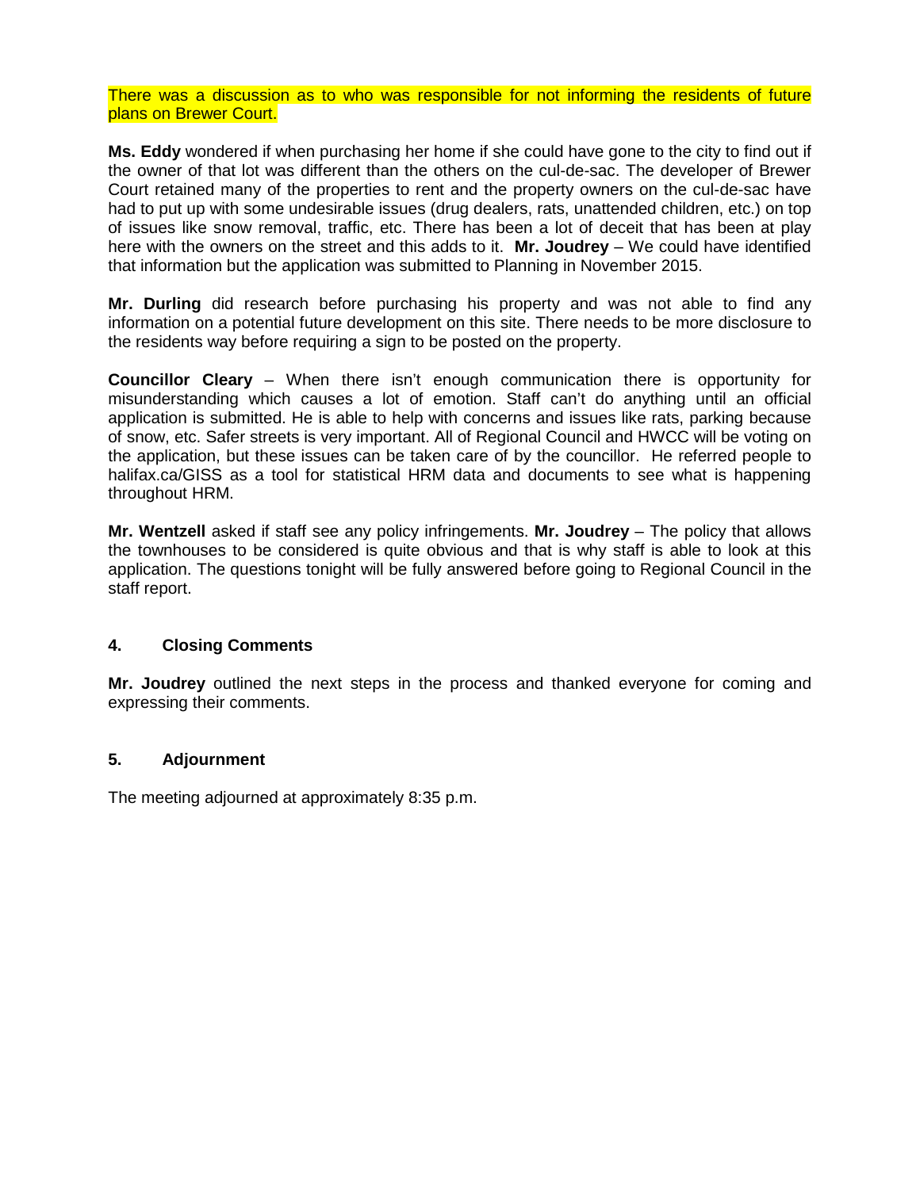There was a discussion as to who was responsible for not informing the residents of future plans on Brewer Court.

**Ms. Eddy** wondered if when purchasing her home if she could have gone to the city to find out if the owner of that lot was different than the others on the cul-de-sac. The developer of Brewer Court retained many of the properties to rent and the property owners on the cul-de-sac have had to put up with some undesirable issues (drug dealers, rats, unattended children, etc.) on top of issues like snow removal, traffic, etc. There has been a lot of deceit that has been at play here with the owners on the street and this adds to it. **Mr. Joudrey** – We could have identified that information but the application was submitted to Planning in November 2015.

**Mr. Durling** did research before purchasing his property and was not able to find any information on a potential future development on this site. There needs to be more disclosure to the residents way before requiring a sign to be posted on the property.

**Councillor Cleary** – When there isn't enough communication there is opportunity for misunderstanding which causes a lot of emotion. Staff can't do anything until an official application is submitted. He is able to help with concerns and issues like rats, parking because of snow, etc. Safer streets is very important. All of Regional Council and HWCC will be voting on the application, but these issues can be taken care of by the councillor. He referred people to halifax.ca/GISS as a tool for statistical HRM data and documents to see what is happening throughout HRM.

**Mr. Wentzell** asked if staff see any policy infringements. **Mr. Joudrey** – The policy that allows the townhouses to be considered is quite obvious and that is why staff is able to look at this application. The questions tonight will be fully answered before going to Regional Council in the staff report.

## 4. Closing Comments

**Mr. Joudrey** outlined the next steps in the process and thanked everyone for coming and expressing their comments.

## 5. Adjournment

The meeting adjourned at approximately 8:35 p.m.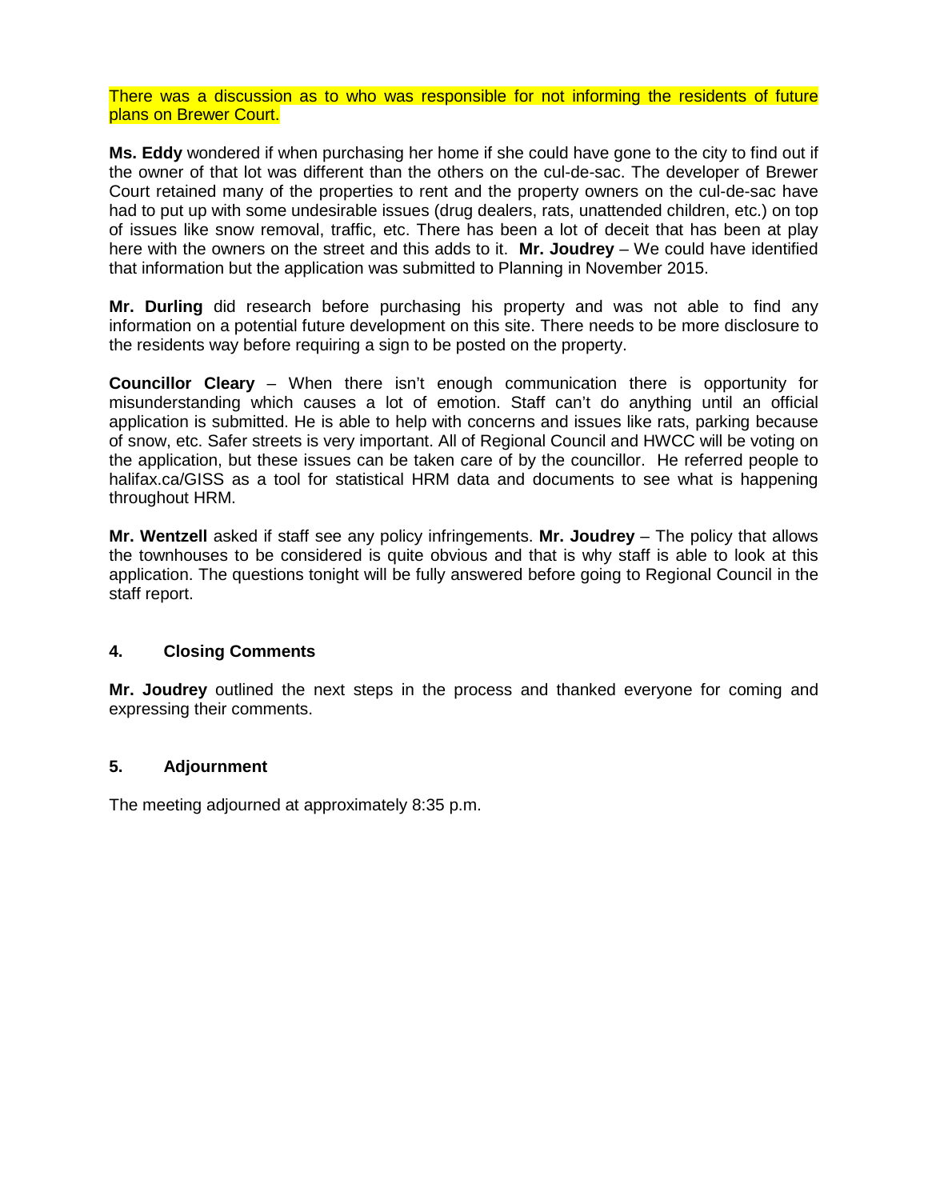There was a discussion as to who was responsible for not informing the residents of future plans on Brewer Court.

**Ms. Eddy** wondered if when purchasing her home if she could have gone to the city to find out if the owner of that lot was different than the others on the cul-de-sac. The developer of Brewer Court retained many of the properties to rent and the property owners on the cul-de-sac have had to put up with some undesirable issues (drug dealers, rats, unattended children, etc.) on top of issues like snow removal, traffic, etc. There has been a lot of deceit that has been at play here with the owners on the street and this adds to it. **Mr. Joudrey** – We could have identified that information but the application was submitted to Planning in November 2015.

**Mr. Durling** did research before purchasing his property and was not able to find any information on a potential future development on this site. There needs to be more disclosure to the residents way before requiring a sign to be posted on the property.

**Councillor Cleary** – When there isn't enough communication there is opportunity for misunderstanding which causes a lot of emotion. Staff can't do anything until an official application is submitted. He is able to help with concerns and issues like rats, parking because of snow, etc. Safer streets is very important. All of Regional Council and HWCC will be voting on the application, but these issues can be taken care of by the councillor. He referred people to halifax.ca/GISS as a tool for statistical HRM data and documents to see what is happening throughout HRM.

**Mr. Wentzell** asked if staff see any policy infringements. **Mr. Joudrey** – The policy that allows the townhouses to be considered is quite obvious and that is why staff is able to look at this application. The questions tonight will be fully answered before going to Regional Council in the staff report.

## 4. Closing Comments

**Mr. Joudrey** outlined the next steps in the process and thanked everyone for coming and expressing their comments.

## 5. Adjournment

The meeting adjourned at approximately 8:35 p.m.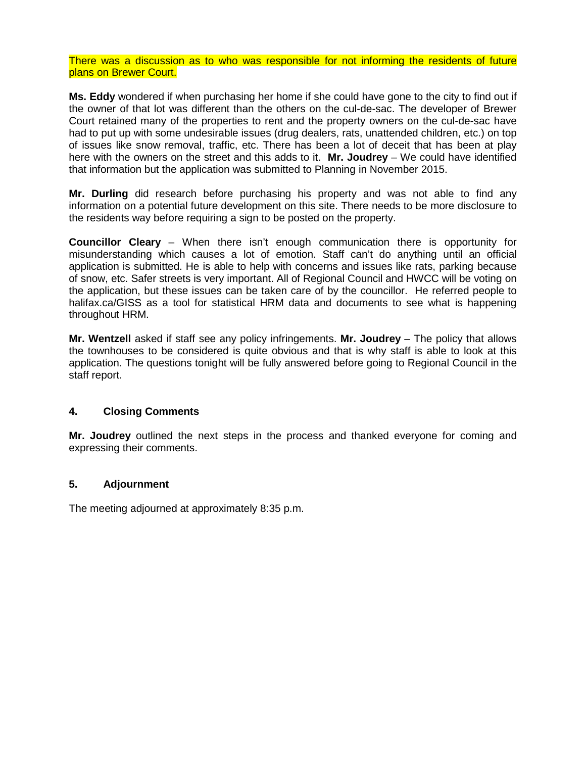There was a discussion as to who was responsible for not informing the residents of future plans on Brewer Court.

**Ms. Eddy** wondered if when purchasing her home if she could have gone to the city to find out if the owner of that lot was different than the others on the cul-de-sac. The developer of Brewer Court retained many of the properties to rent and the property owners on the cul-de-sac have had to put up with some undesirable issues (drug dealers, rats, unattended children, etc.) on top of issues like snow removal, traffic, etc. There has been a lot of deceit that has been at play here with the owners on the street and this adds to it. **Mr. Joudrey** – We could have identified that information but the application was submitted to Planning in November 2015.

**Mr. Durling** did research before purchasing his property and was not able to find any information on a potential future development on this site. There needs to be more disclosure to the residents way before requiring a sign to be posted on the property.

**Councillor Cleary** – When there isn't enough communication there is opportunity for misunderstanding which causes a lot of emotion. Staff can't do anything until an official application is submitted. He is able to help with concerns and issues like rats, parking because of snow, etc. Safer streets is very important. All of Regional Council and HWCC will be voting on the application, but these issues can be taken care of by the councillor. He referred people to halifax.ca/GISS as a tool for statistical HRM data and documents to see what is happening throughout HRM.

**Mr. Wentzell** asked if staff see any policy infringements. **Mr. Joudrey** – The policy that allows the townhouses to be considered is quite obvious and that is why staff is able to look at this application. The questions tonight will be fully answered before going to Regional Council in the staff report.

## 4. Closing Comments

**Mr. Joudrey** outlined the next steps in the process and thanked everyone for coming and expressing their comments.

## 5. Adjournment

The meeting adjourned at approximately 8:35 p.m.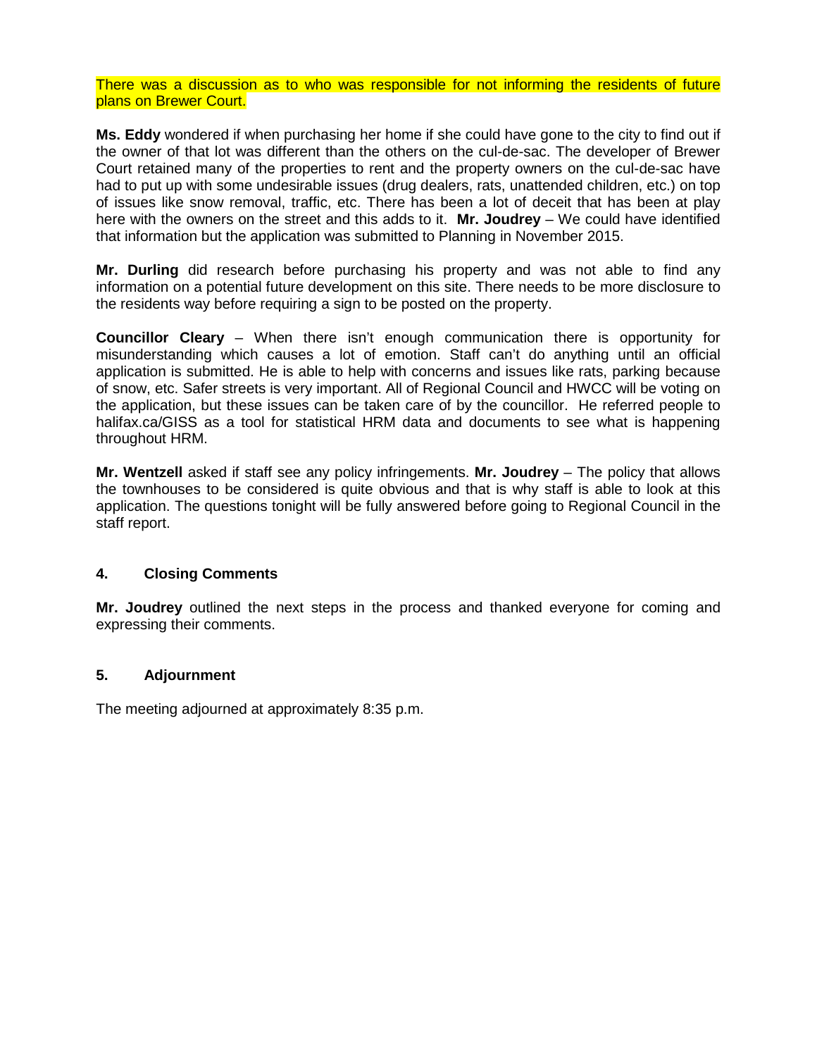There was a discussion as to who was responsible for not informing the residents of future plans on Brewer Court.

**Ms. Eddy** wondered if when purchasing her home if she could have gone to the city to find out if the owner of that lot was different than the others on the cul-de-sac. The developer of Brewer Court retained many of the properties to rent and the property owners on the cul-de-sac have had to put up with some undesirable issues (drug dealers, rats, unattended children, etc.) on top of issues like snow removal, traffic, etc. There has been a lot of deceit that has been at play here with the owners on the street and this adds to it. **Mr. Joudrey** – We could have identified that information but the application was submitted to Planning in November 2015.

**Mr. Durling** did research before purchasing his property and was not able to find any information on a potential future development on this site. There needs to be more disclosure to the residents way before requiring a sign to be posted on the property.

**Councillor Cleary** – When there isn't enough communication there is opportunity for misunderstanding which causes a lot of emotion. Staff can't do anything until an official application is submitted. He is able to help with concerns and issues like rats, parking because of snow, etc. Safer streets is very important. All of Regional Council and HWCC will be voting on the application, but these issues can be taken care of by the councillor. He referred people to halifax.ca/GISS as a tool for statistical HRM data and documents to see what is happening throughout HRM.

**Mr. Wentzell** asked if staff see any policy infringements. **Mr. Joudrey** – The policy that allows the townhouses to be considered is quite obvious and that is why staff is able to look at this application. The questions tonight will be fully answered before going to Regional Council in the staff report.

## 4. Closing Comments

**Mr. Joudrey** outlined the next steps in the process and thanked everyone for coming and expressing their comments.

## 5. Adjournment

The meeting adjourned at approximately 8:35 p.m.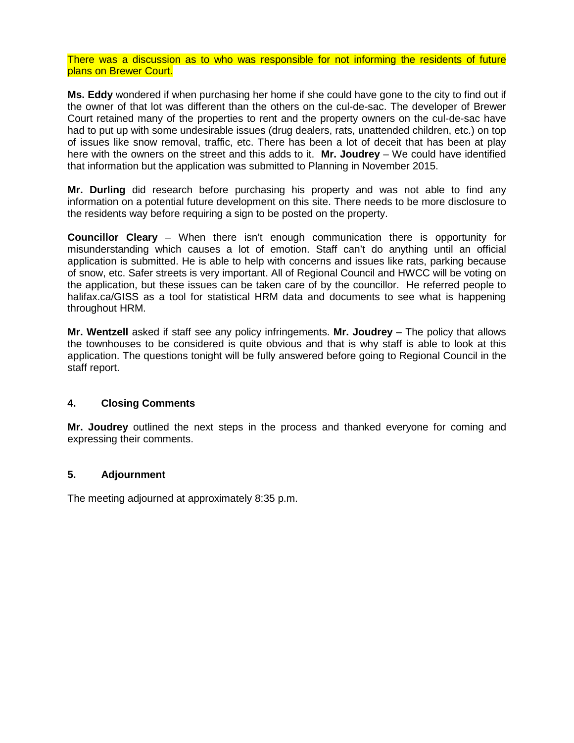There was a discussion as to who was responsible for not informing the residents of future plans on Brewer Court.

**Ms. Eddy** wondered if when purchasing her home if she could have gone to the city to find out if the owner of that lot was different than the others on the cul-de-sac. The developer of Brewer Court retained many of the properties to rent and the property owners on the cul-de-sac have had to put up with some undesirable issues (drug dealers, rats, unattended children, etc.) on top of issues like snow removal, traffic, etc. There has been a lot of deceit that has been at play here with the owners on the street and this adds to it. **Mr. Joudrey** – We could have identified that information but the application was submitted to Planning in November 2015.

**Mr. Durling** did research before purchasing his property and was not able to find any information on a potential future development on this site. There needs to be more disclosure to the residents way before requiring a sign to be posted on the property.

**Councillor Cleary** – When there isn't enough communication there is opportunity for misunderstanding which causes a lot of emotion. Staff can't do anything until an official application is submitted. He is able to help with concerns and issues like rats, parking because of snow, etc. Safer streets is very important. All of Regional Council and HWCC will be voting on the application, but these issues can be taken care of by the councillor. He referred people to halifax.ca/GISS as a tool for statistical HRM data and documents to see what is happening throughout HRM.

**Mr. Wentzell** asked if staff see any policy infringements. **Mr. Joudrey** – The policy that allows the townhouses to be considered is quite obvious and that is why staff is able to look at this application. The questions tonight will be fully answered before going to Regional Council in the staff report.

## 4. Closing Comments

**Mr. Joudrey** outlined the next steps in the process and thanked everyone for coming and expressing their comments.

## 5. Adjournment

The meeting adjourned at approximately 8:35 p.m.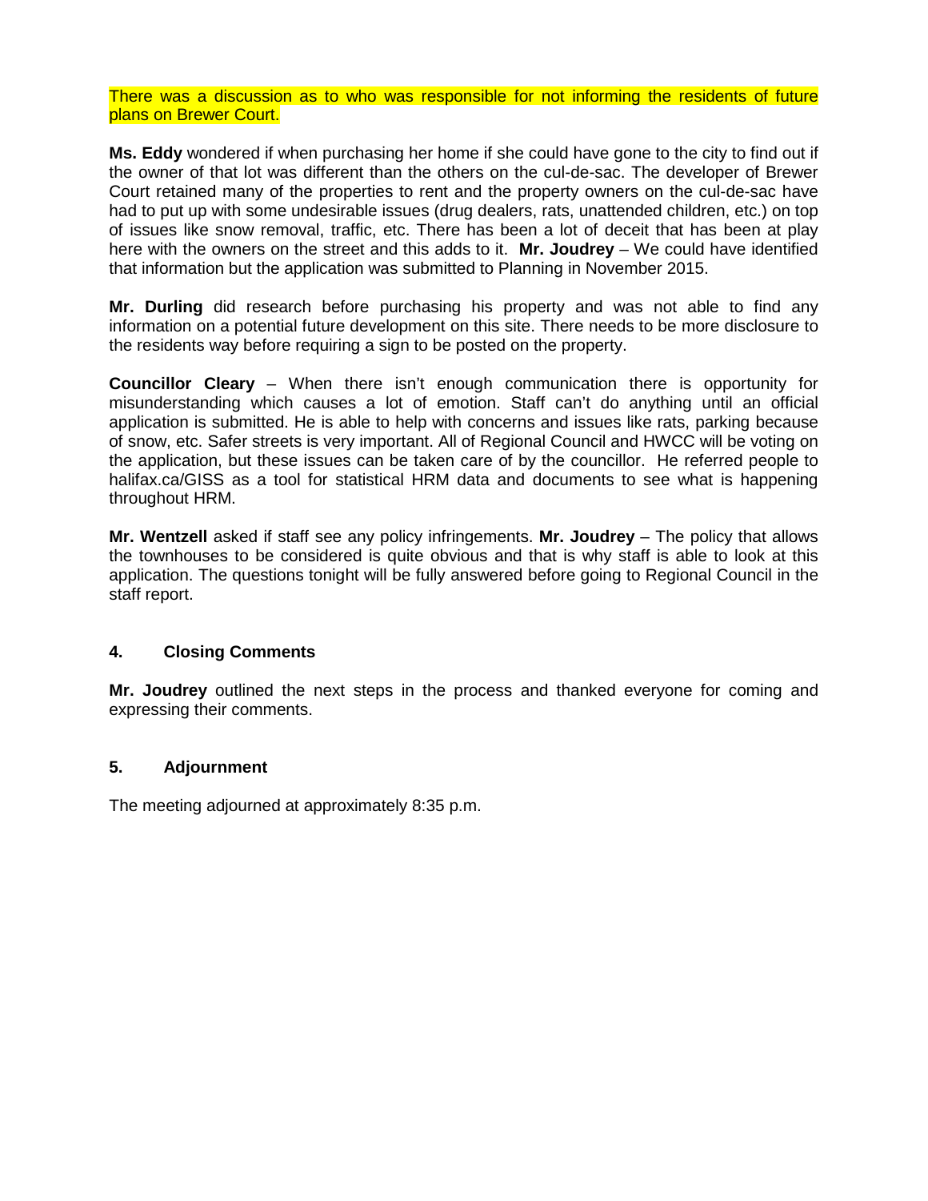There was a discussion as to who was responsible for not informing the residents of future plans on Brewer Court.

**Ms. Eddy** wondered if when purchasing her home if she could have gone to the city to find out if the owner of that lot was different than the others on the cul-de-sac. The developer of Brewer Court retained many of the properties to rent and the property owners on the cul-de-sac have had to put up with some undesirable issues (drug dealers, rats, unattended children, etc.) on top of issues like snow removal, traffic, etc. There has been a lot of deceit that has been at play here with the owners on the street and this adds to it. **Mr. Joudrey** – We could have identified that information but the application was submitted to Planning in November 2015.

**Mr. Durling** did research before purchasing his property and was not able to find any information on a potential future development on this site. There needs to be more disclosure to the residents way before requiring a sign to be posted on the property.

**Councillor Cleary** – When there isn't enough communication there is opportunity for misunderstanding which causes a lot of emotion. Staff can't do anything until an official application is submitted. He is able to help with concerns and issues like rats, parking because of snow, etc. Safer streets is very important. All of Regional Council and HWCC will be voting on the application, but these issues can be taken care of by the councillor. He referred people to halifax.ca/GISS as a tool for statistical HRM data and documents to see what is happening throughout HRM.

**Mr. Wentzell** asked if staff see any policy infringements. **Mr. Joudrey** – The policy that allows the townhouses to be considered is quite obvious and that is why staff is able to look at this application. The questions tonight will be fully answered before going to Regional Council in the staff report.

### 4. Closing Comments

**Mr. Joudrey** outlined the next steps in the process and thanked everyone for coming and expressing their comments.

### 5. Adjournment

The meeting adjourned at approximately 8:35 p.m.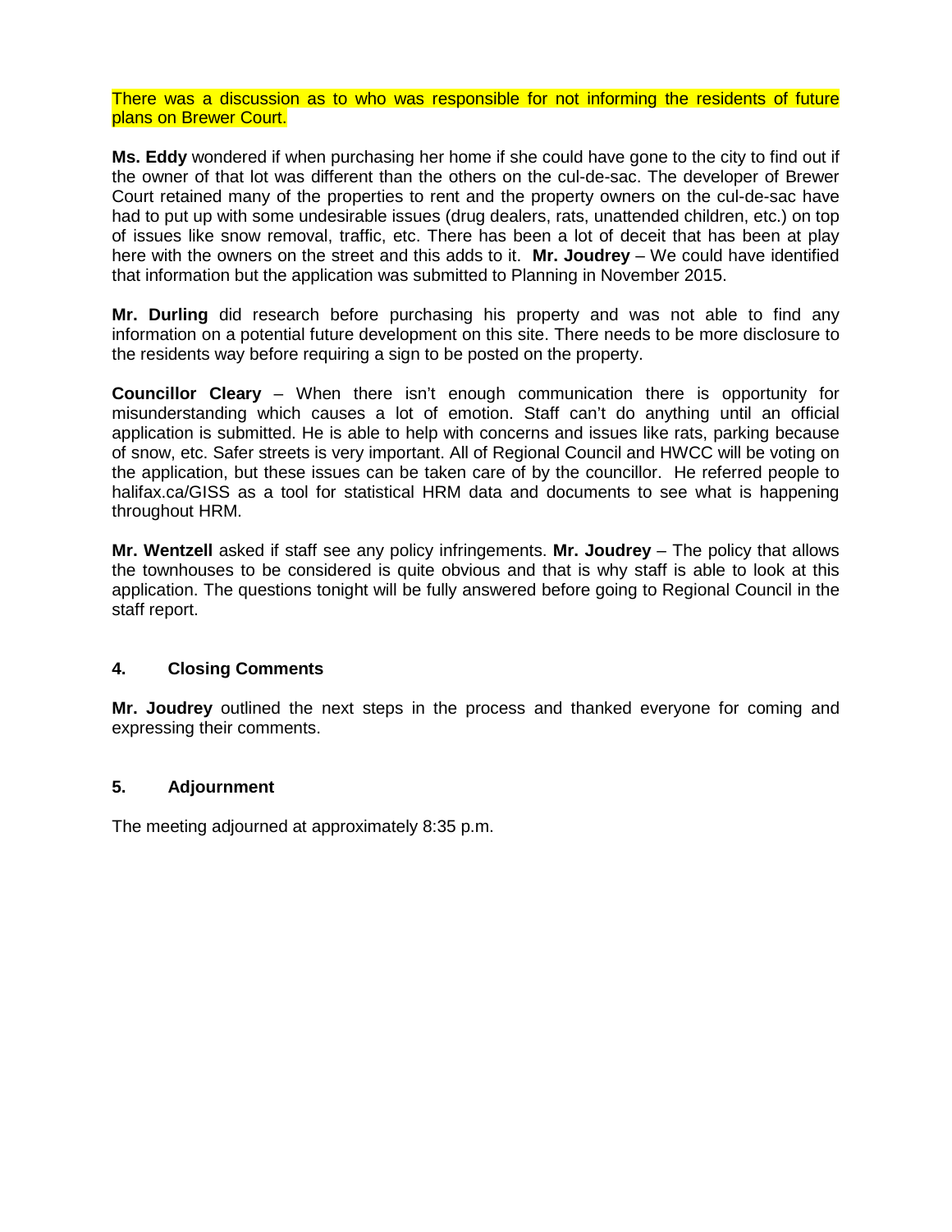There was a discussion as to who was responsible for not informing the residents of future plans on Brewer Court.

**Ms. Eddy** wondered if when purchasing her home if she could have gone to the city to find out if the owner of that lot was different than the others on the cul-de-sac. The developer of Brewer Court retained many of the properties to rent and the property owners on the cul-de-sac have had to put up with some undesirable issues (drug dealers, rats, unattended children, etc.) on top of issues like snow removal, traffic, etc. There has been a lot of deceit that has been at play here with the owners on the street and this adds to it. **Mr. Joudrey** – We could have identified that information but the application was submitted to Planning in November 2015.

**Mr. Durling** did research before purchasing his property and was not able to find any information on a potential future development on this site. There needs to be more disclosure to the residents way before requiring a sign to be posted on the property.

**Councillor Cleary** – When there isn't enough communication there is opportunity for misunderstanding which causes a lot of emotion. Staff can't do anything until an official application is submitted. He is able to help with concerns and issues like rats, parking because of snow, etc. Safer streets is very important. All of Regional Council and HWCC will be voting on the application, but these issues can be taken care of by the councillor. He referred people to halifax.ca/GISS as a tool for statistical HRM data and documents to see what is happening throughout HRM.

**Mr. Wentzell** asked if staff see any policy infringements. **Mr. Joudrey** – The policy that allows the townhouses to be considered is quite obvious and that is why staff is able to look at this application. The questions tonight will be fully answered before going to Regional Council in the staff report.

## 4. Closing Comments

**Mr. Joudrey** outlined the next steps in the process and thanked everyone for coming and expressing their comments.

## 5. Adjournment

The meeting adjourned at approximately 8:35 p.m.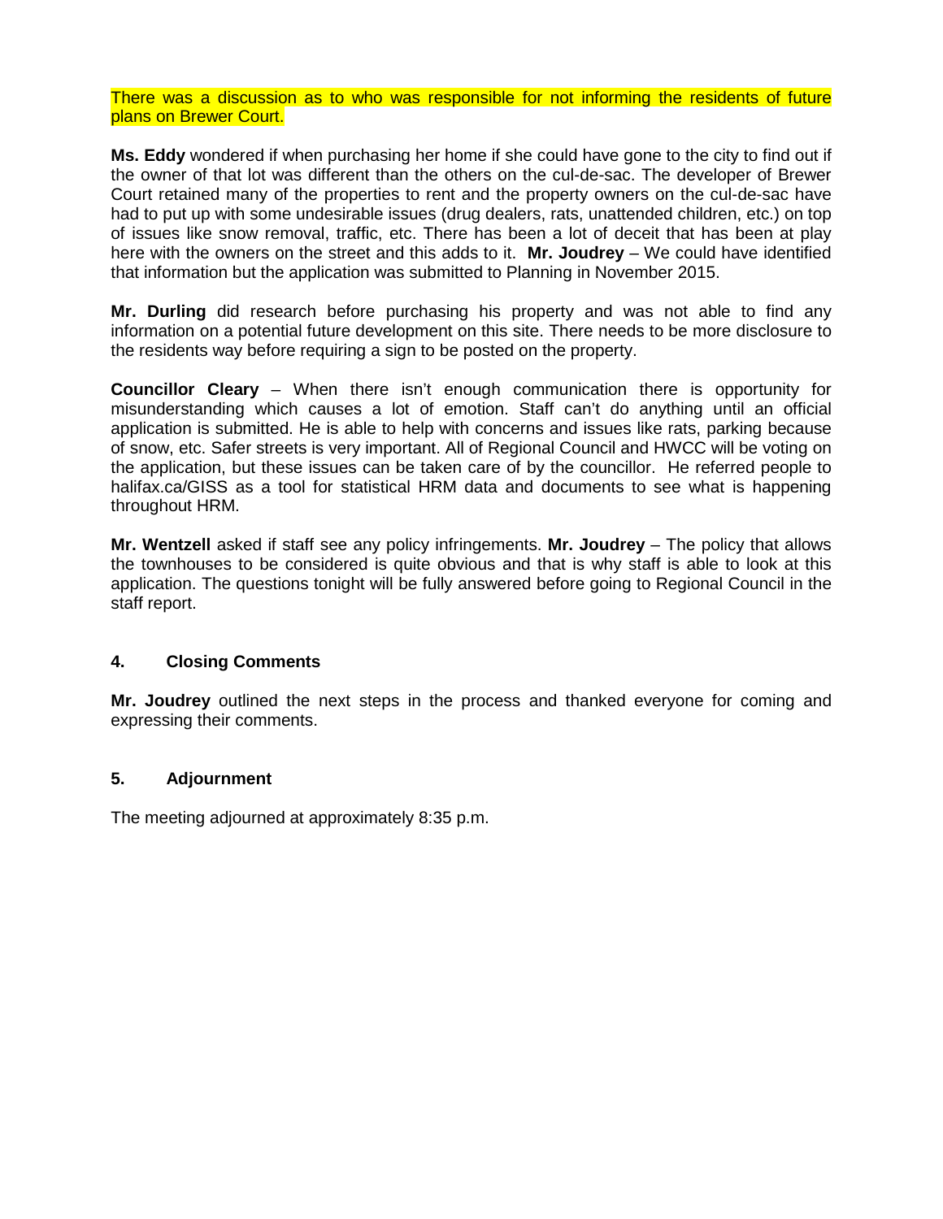There was a discussion as to who was responsible for not informing the residents of future plans on Brewer Court.

**Ms. Eddy** wondered if when purchasing her home if she could have gone to the city to find out if the owner of that lot was different than the others on the cul-de-sac. The developer of Brewer Court retained many of the properties to rent and the property owners on the cul-de-sac have had to put up with some undesirable issues (drug dealers, rats, unattended children, etc.) on top of issues like snow removal, traffic, etc. There has been a lot of deceit that has been at play here with the owners on the street and this adds to it. **Mr. Joudrey** – We could have identified that information but the application was submitted to Planning in November 2015.

**Mr. Durling** did research before purchasing his property and was not able to find any information on a potential future development on this site. There needs to be more disclosure to the residents way before requiring a sign to be posted on the property.

**Councillor Cleary** – When there isn't enough communication there is opportunity for misunderstanding which causes a lot of emotion. Staff can't do anything until an official application is submitted. He is able to help with concerns and issues like rats, parking because of snow, etc. Safer streets is very important. All of Regional Council and HWCC will be voting on the application, but these issues can be taken care of by the councillor. He referred people to halifax.ca/GISS as a tool for statistical HRM data and documents to see what is happening throughout HRM.

**Mr. Wentzell** asked if staff see any policy infringements. **Mr. Joudrey** – The policy that allows the townhouses to be considered is quite obvious and that is why staff is able to look at this application. The questions tonight will be fully answered before going to Regional Council in the staff report.

## 4. Closing Comments

**Mr. Joudrey** outlined the next steps in the process and thanked everyone for coming and expressing their comments.

## 5. Adjournment

The meeting adjourned at approximately 8:35 p.m.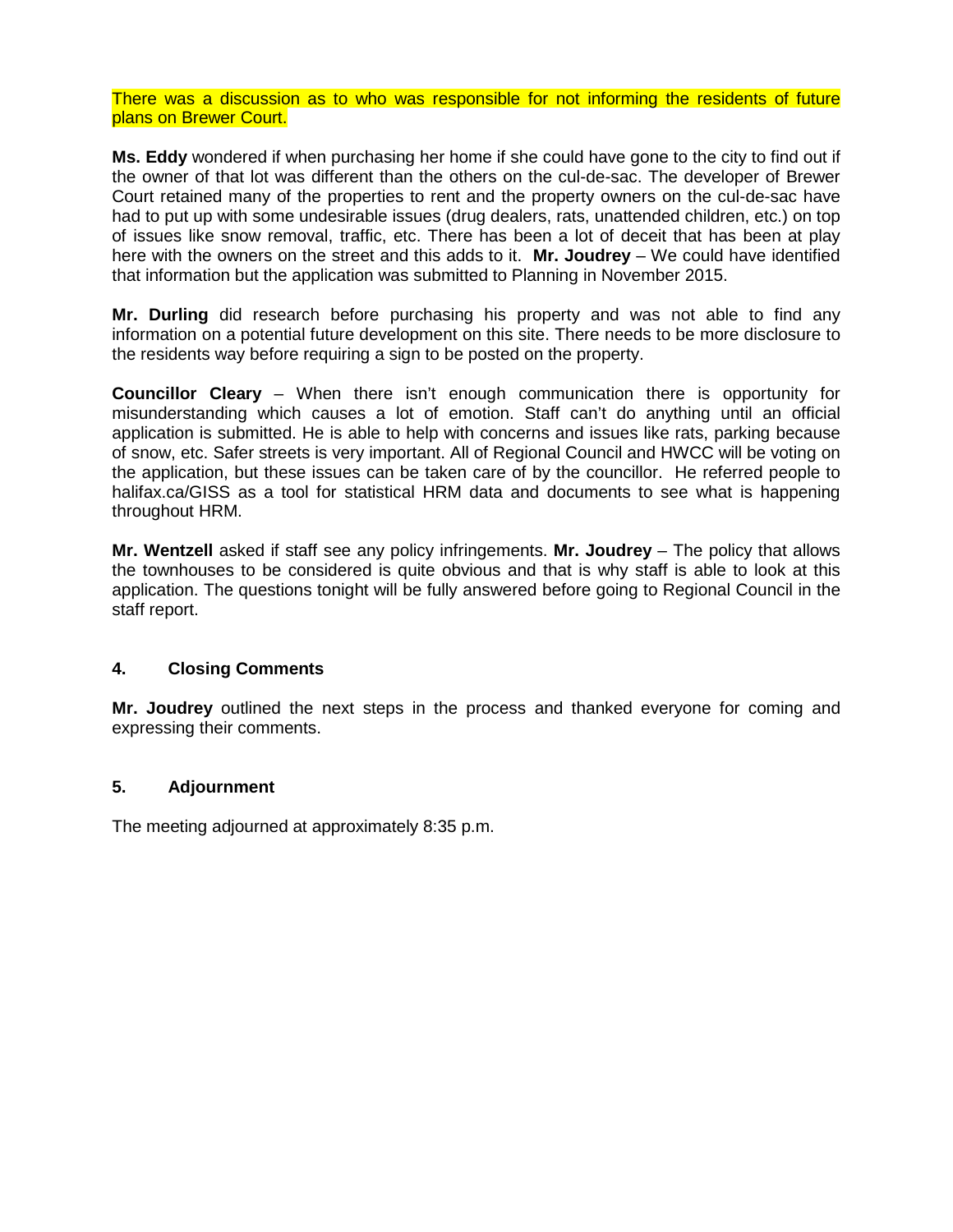There was a discussion as to who was responsible for not informing the residents of future plans on Brewer Court.

**Ms. Eddy** wondered if when purchasing her home if she could have gone to the city to find out if the owner of that lot was different than the others on the cul-de-sac. The developer of Brewer Court retained many of the properties to rent and the property owners on the cul-de-sac have had to put up with some undesirable issues (drug dealers, rats, unattended children, etc.) on top of issues like snow removal, traffic, etc. There has been a lot of deceit that has been at play here with the owners on the street and this adds to it. **Mr. Joudrey** – We could have identified that information but the application was submitted to Planning in November 2015.

**Mr. Durling** did research before purchasing his property and was not able to find any information on a potential future development on this site. There needs to be more disclosure to the residents way before requiring a sign to be posted on the property.

**Councillor Cleary** – When there isn't enough communication there is opportunity for misunderstanding which causes a lot of emotion. Staff can't do anything until an official application is submitted. He is able to help with concerns and issues like rats, parking because of snow, etc. Safer streets is very important. All of Regional Council and HWCC will be voting on the application, but these issues can be taken care of by the councillor. He referred people to halifax.ca/GISS as a tool for statistical HRM data and documents to see what is happening throughout HRM.

**Mr. Wentzell** asked if staff see any policy infringements. **Mr. Joudrey** – The policy that allows the townhouses to be considered is quite obvious and that is why staff is able to look at this application. The questions tonight will be fully answered before going to Regional Council in the staff report.

## 4. Closing Comments

**Mr. Joudrey** outlined the next steps in the process and thanked everyone for coming and expressing their comments.

## 5. Adjournment

The meeting adjourned at approximately 8:35 p.m.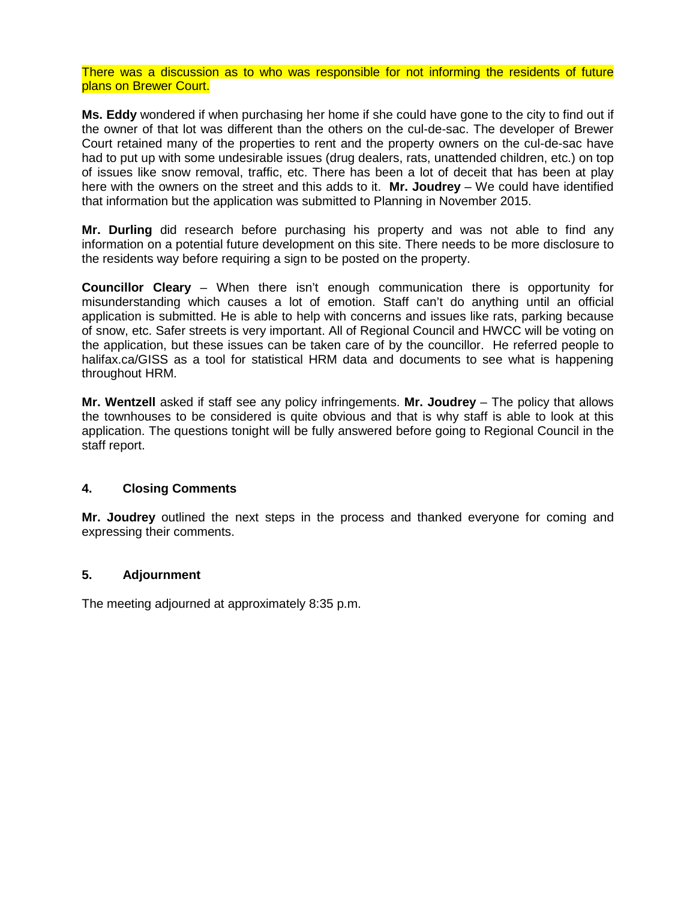There was a discussion as to who was responsible for not informing the residents of future plans on Brewer Court.

**Ms. Eddy** wondered if when purchasing her home if she could have gone to the city to find out if the owner of that lot was different than the others on the cul-de-sac. The developer of Brewer Court retained many of the properties to rent and the property owners on the cul-de-sac have had to put up with some undesirable issues (drug dealers, rats, unattended children, etc.) on top of issues like snow removal, traffic, etc. There has been a lot of deceit that has been at play here with the owners on the street and this adds to it. **Mr. Joudrey** – We could have identified that information but the application was submitted to Planning in November 2015.

**Mr. Durling** did research before purchasing his property and was not able to find any information on a potential future development on this site. There needs to be more disclosure to the residents way before requiring a sign to be posted on the property.

**Councillor Cleary** – When there isn't enough communication there is opportunity for misunderstanding which causes a lot of emotion. Staff can't do anything until an official application is submitted. He is able to help with concerns and issues like rats, parking because of snow, etc. Safer streets is very important. All of Regional Council and HWCC will be voting on the application, but these issues can be taken care of by the councillor. He referred people to halifax.ca/GISS as a tool for statistical HRM data and documents to see what is happening throughout HRM.

**Mr. Wentzell** asked if staff see any policy infringements. **Mr. Joudrey** – The policy that allows the townhouses to be considered is quite obvious and that is why staff is able to look at this application. The questions tonight will be fully answered before going to Regional Council in the staff report.

## 4. Closing Comments

**Mr. Joudrey** outlined the next steps in the process and thanked everyone for coming and expressing their comments.

## 5. Adjournment

The meeting adjourned at approximately 8:35 p.m.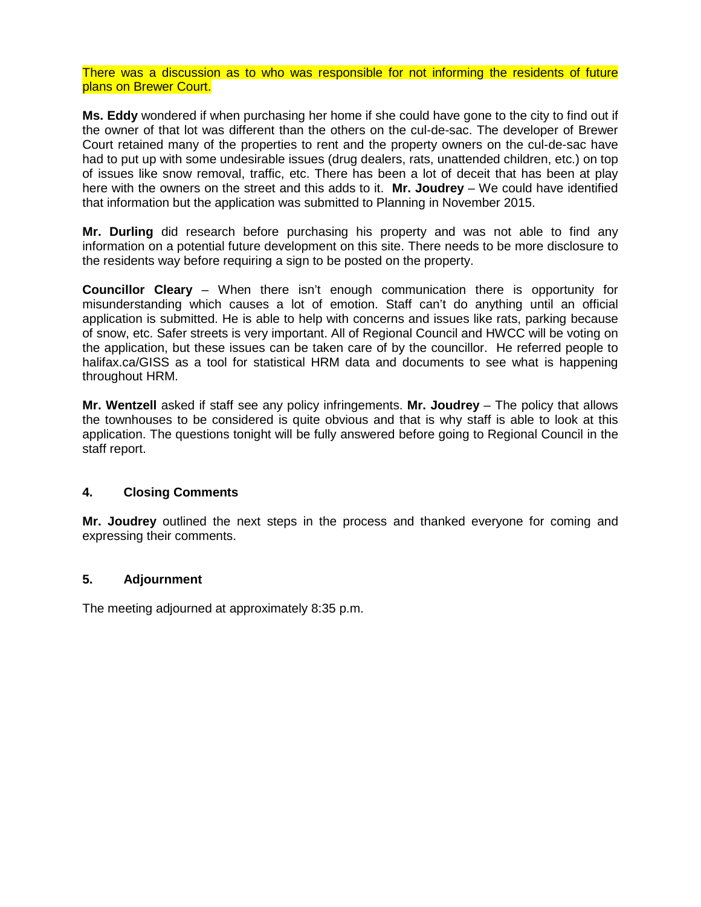There was a discussion as to who was responsible for not informing the residents of future plans on Brewer Court.

**Ms. Eddy** wondered if when purchasing her home if she could have gone to the city to find out if the owner of that lot was different than the others on the cul-de-sac. The developer of Brewer Court retained many of the properties to rent and the property owners on the cul-de-sac have had to put up with some undesirable issues (drug dealers, rats, unattended children, etc.) on top of issues like snow removal, traffic, etc. There has been a lot of deceit that has been at play here with the owners on the street and this adds to it. **Mr. Joudrey** – We could have identified that information but the application was submitted to Planning in November 2015.

**Mr. Durling** did research before purchasing his property and was not able to find any information on a potential future development on this site. There needs to be more disclosure to the residents way before requiring a sign to be posted on the property.

**Councillor Cleary** – When there isn't enough communication there is opportunity for misunderstanding which causes a lot of emotion. Staff can't do anything until an official application is submitted. He is able to help with concerns and issues like rats, parking because of snow, etc. Safer streets is very important. All of Regional Council and HWCC will be voting on the application, but these issues can be taken care of by the councillor. He referred people to halifax.ca/GISS as a tool for statistical HRM data and documents to see what is happening throughout HRM.

**Mr. Wentzell** asked if staff see any policy infringements. **Mr. Joudrey** – The policy that allows the townhouses to be considered is quite obvious and that is why staff is able to look at this application. The questions tonight will be fully answered before going to Regional Council in the staff report.

## 4. Closing Comments

**Mr. Joudrey** outlined the next steps in the process and thanked everyone for coming and expressing their comments.

## 5. Adjournment

The meeting adjourned at approximately 8:35 p.m.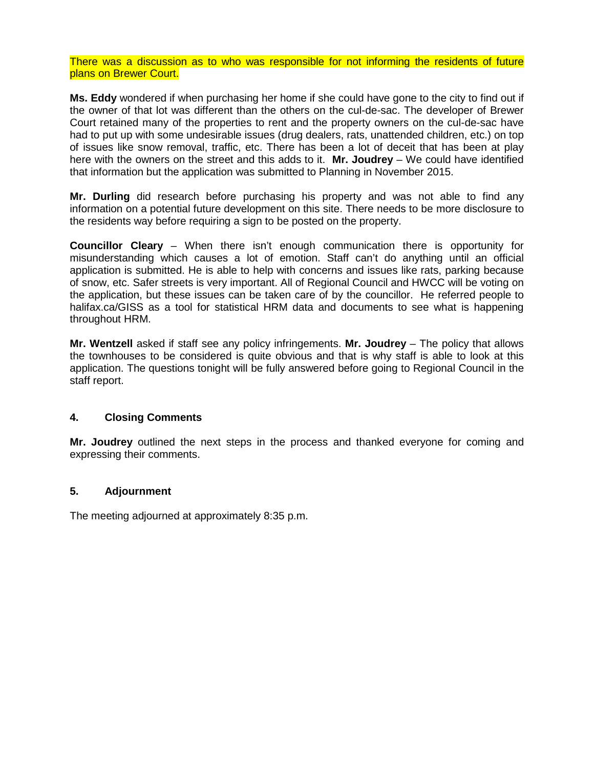There was a discussion as to who was responsible for not informing the residents of future plans on Brewer Court.

**Ms. Eddy** wondered if when purchasing her home if she could have gone to the city to find out if the owner of that lot was different than the others on the cul-de-sac. The developer of Brewer Court retained many of the properties to rent and the property owners on the cul-de-sac have had to put up with some undesirable issues (drug dealers, rats, unattended children, etc.) on top of issues like snow removal, traffic, etc. There has been a lot of deceit that has been at play here with the owners on the street and this adds to it. **Mr. Joudrey** – We could have identified that information but the application was submitted to Planning in November 2015.

**Mr. Durling** did research before purchasing his property and was not able to find any information on a potential future development on this site. There needs to be more disclosure to the residents way before requiring a sign to be posted on the property.

**Councillor Cleary** – When there isn't enough communication there is opportunity for misunderstanding which causes a lot of emotion. Staff can't do anything until an official application is submitted. He is able to help with concerns and issues like rats, parking because of snow, etc. Safer streets is very important. All of Regional Council and HWCC will be voting on the application, but these issues can be taken care of by the councillor. He referred people to halifax.ca/GISS as a tool for statistical HRM data and documents to see what is happening throughout HRM.

**Mr. Wentzell** asked if staff see any policy infringements. **Mr. Joudrey** – The policy that allows the townhouses to be considered is quite obvious and that is why staff is able to look at this application. The questions tonight will be fully answered before going to Regional Council in the staff report.

## 4. Closing Comments

**Mr. Joudrey** outlined the next steps in the process and thanked everyone for coming and expressing their comments.

## 5. Adjournment

The meeting adjourned at approximately 8:35 p.m.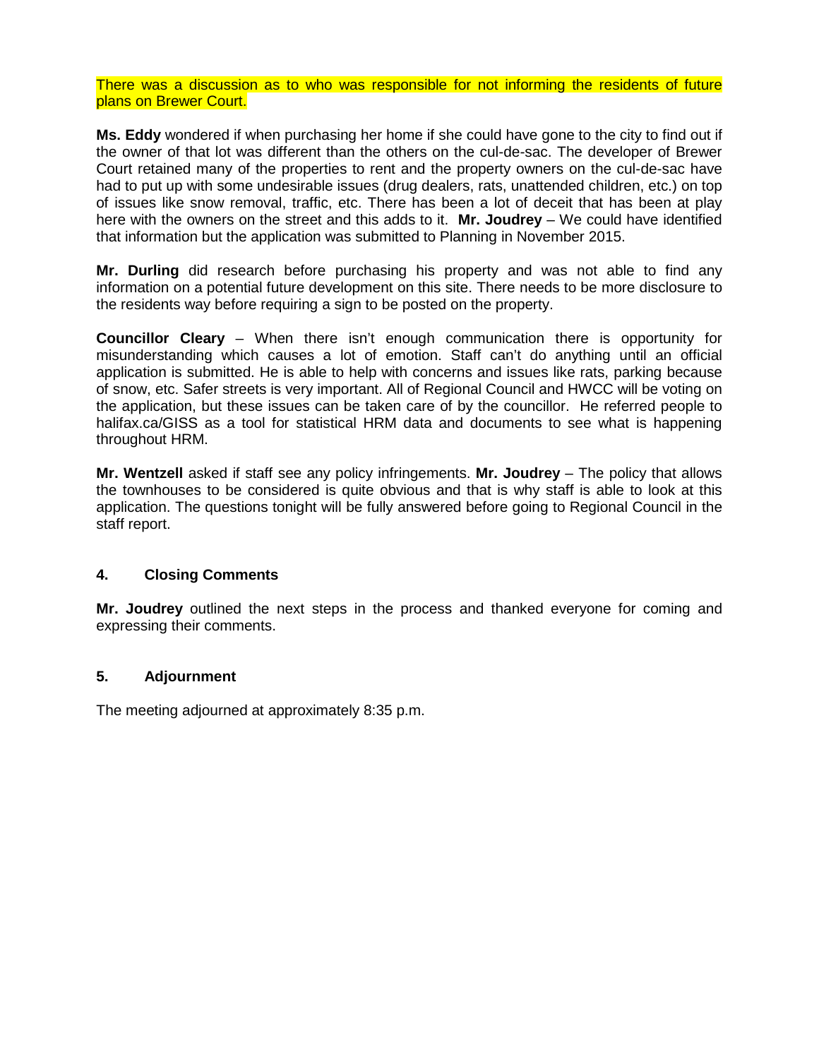There was a discussion as to who was responsible for not informing the residents of future plans on Brewer Court.

**Ms. Eddy** wondered if when purchasing her home if she could have gone to the city to find out if the owner of that lot was different than the others on the cul-de-sac. The developer of Brewer Court retained many of the properties to rent and the property owners on the cul-de-sac have had to put up with some undesirable issues (drug dealers, rats, unattended children, etc.) on top of issues like snow removal, traffic, etc. There has been a lot of deceit that has been at play here with the owners on the street and this adds to it. **Mr. Joudrey** – We could have identified that information but the application was submitted to Planning in November 2015.

**Mr. Durling** did research before purchasing his property and was not able to find any information on a potential future development on this site. There needs to be more disclosure to the residents way before requiring a sign to be posted on the property.

**Councillor Cleary** – When there isn't enough communication there is opportunity for misunderstanding which causes a lot of emotion. Staff can't do anything until an official application is submitted. He is able to help with concerns and issues like rats, parking because of snow, etc. Safer streets is very important. All of Regional Council and HWCC will be voting on the application, but these issues can be taken care of by the councillor. He referred people to halifax.ca/GISS as a tool for statistical HRM data and documents to see what is happening throughout HRM.

**Mr. Wentzell** asked if staff see any policy infringements. **Mr. Joudrey** – The policy that allows the townhouses to be considered is quite obvious and that is why staff is able to look at this application. The questions tonight will be fully answered before going to Regional Council in the staff report.

## 4. Closing Comments

**Mr. Joudrey** outlined the next steps in the process and thanked everyone for coming and expressing their comments.

## 5. Adjournment

The meeting adjourned at approximately 8:35 p.m.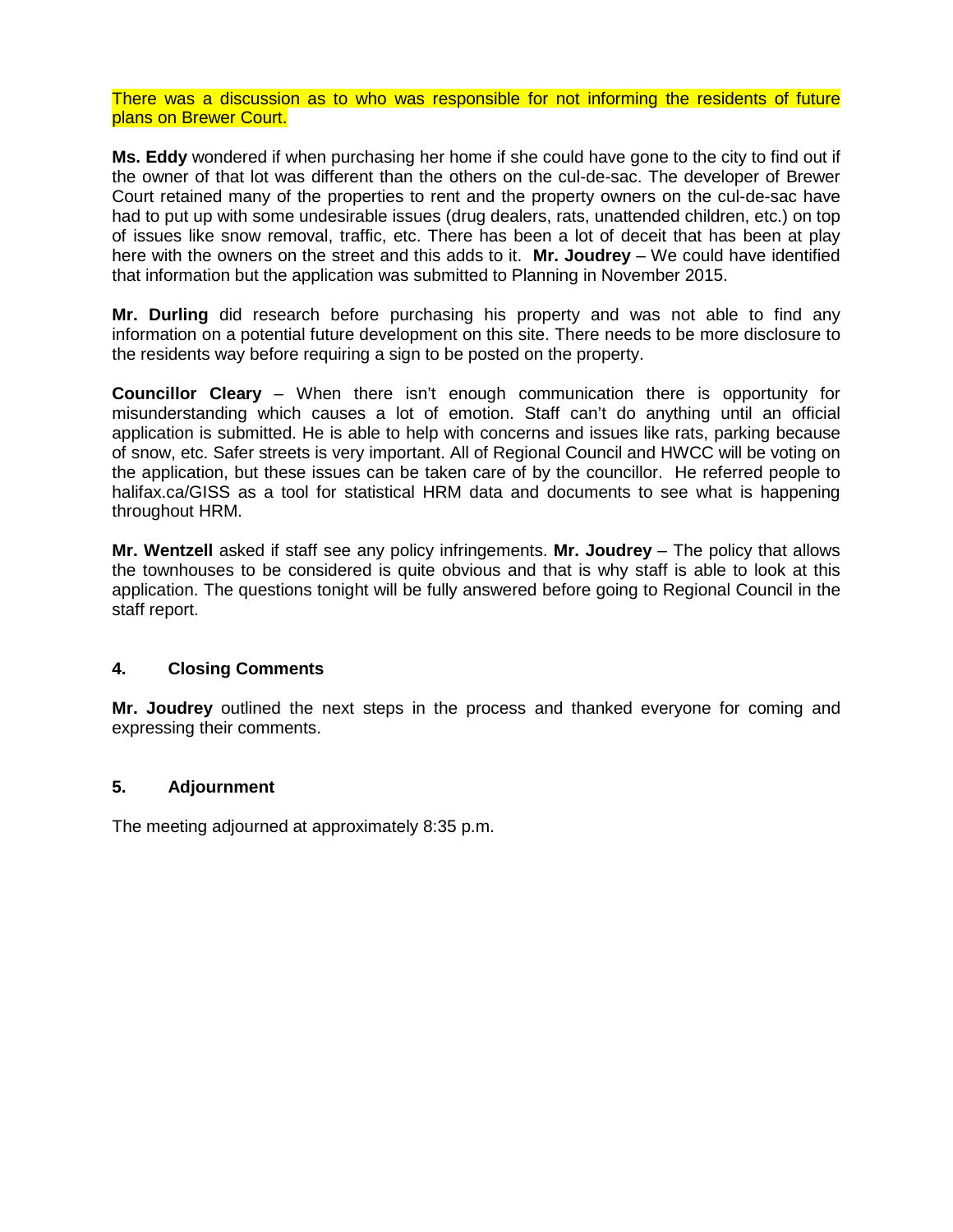There was a discussion as to who was responsible for not informing the residents of future plans on Brewer Court.

**Ms. Eddy** wondered if when purchasing her home if she could have gone to the city to find out if the owner of that lot was different than the others on the cul-de-sac. The developer of Brewer Court retained many of the properties to rent and the property owners on the cul-de-sac have had to put up with some undesirable issues (drug dealers, rats, unattended children, etc.) on top of issues like snow removal, traffic, etc. There has been a lot of deceit that has been at play here with the owners on the street and this adds to it. **Mr. Joudrey** – We could have identified that information but the application was submitted to Planning in November 2015.

**Mr. Durling** did research before purchasing his property and was not able to find any information on a potential future development on this site. There needs to be more disclosure to the residents way before requiring a sign to be posted on the property.

**Councillor Cleary** – When there isn't enough communication there is opportunity for misunderstanding which causes a lot of emotion. Staff can't do anything until an official application is submitted. He is able to help with concerns and issues like rats, parking because of snow, etc. Safer streets is very important. All of Regional Council and HWCC will be voting on the application, but these issues can be taken care of by the councillor. He referred people to halifax.ca/GISS as a tool for statistical HRM data and documents to see what is happening throughout HRM.

**Mr. Wentzell** asked if staff see any policy infringements. **Mr. Joudrey** – The policy that allows the townhouses to be considered is quite obvious and that is why staff is able to look at this application. The questions tonight will be fully answered before going to Regional Council in the staff report.

## 4. Closing Comments

**Mr. Joudrey** outlined the next steps in the process and thanked everyone for coming and expressing their comments.

## 5. Adjournment

The meeting adjourned at approximately 8:35 p.m.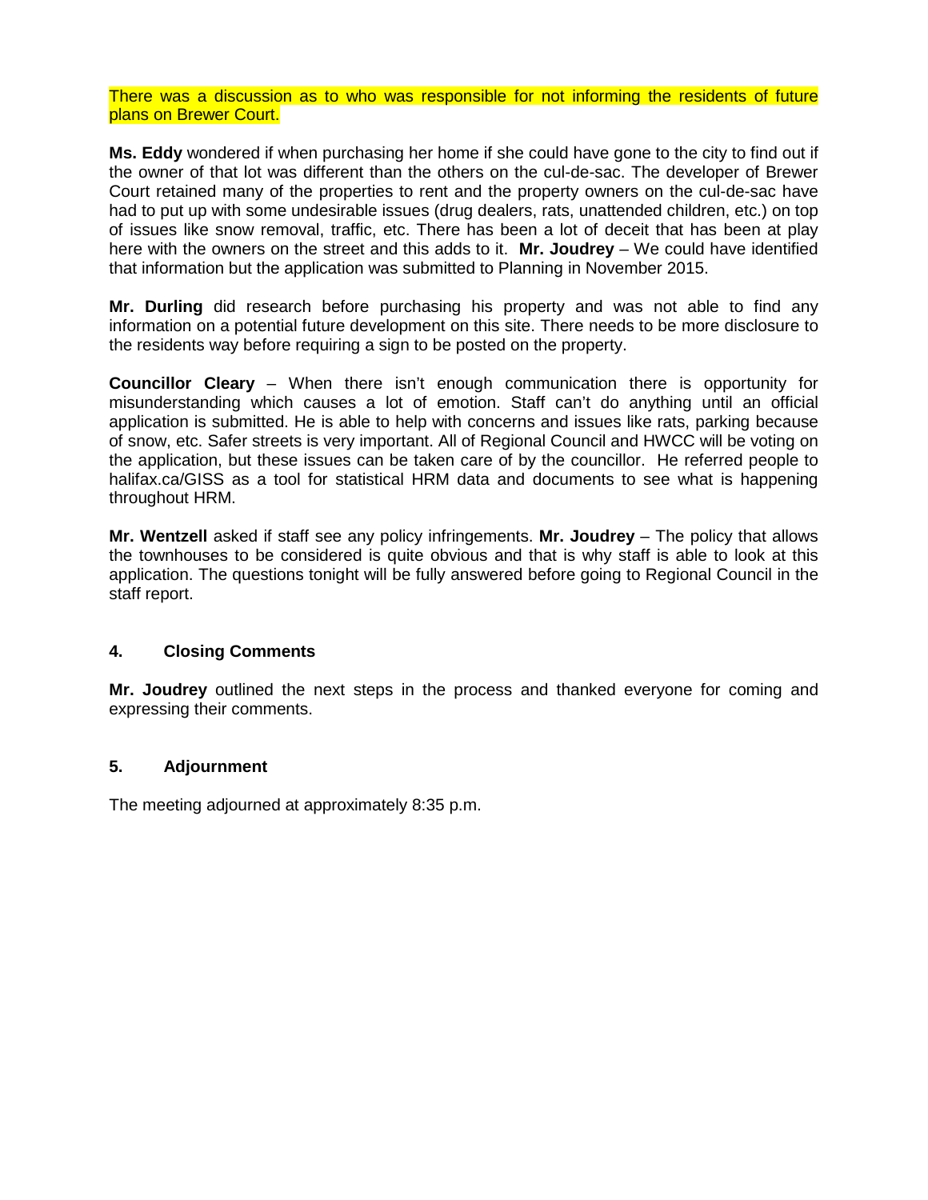There was a discussion as to who was responsible for not informing the residents of future plans on Brewer Court.

**Ms. Eddy** wondered if when purchasing her home if she could have gone to the city to find out if the owner of that lot was different than the others on the cul-de-sac. The developer of Brewer Court retained many of the properties to rent and the property owners on the cul-de-sac have had to put up with some undesirable issues (drug dealers, rats, unattended children, etc.) on top of issues like snow removal, traffic, etc. There has been a lot of deceit that has been at play here with the owners on the street and this adds to it. **Mr. Joudrey** – We could have identified that information but the application was submitted to Planning in November 2015.

**Mr. Durling** did research before purchasing his property and was not able to find any information on a potential future development on this site. There needs to be more disclosure to the residents way before requiring a sign to be posted on the property.

**Councillor Cleary** – When there isn't enough communication there is opportunity for misunderstanding which causes a lot of emotion. Staff can't do anything until an official application is submitted. He is able to help with concerns and issues like rats, parking because of snow, etc. Safer streets is very important. All of Regional Council and HWCC will be voting on the application, but these issues can be taken care of by the councillor. He referred people to halifax.ca/GISS as a tool for statistical HRM data and documents to see what is happening throughout HRM.

**Mr. Wentzell** asked if staff see any policy infringements. **Mr. Joudrey** – The policy that allows the townhouses to be considered is quite obvious and that is why staff is able to look at this application. The questions tonight will be fully answered before going to Regional Council in the staff report.

## 4. Closing Comments

**Mr. Joudrey** outlined the next steps in the process and thanked everyone for coming and expressing their comments.

## 5. Adjournment

The meeting adjourned at approximately 8:35 p.m.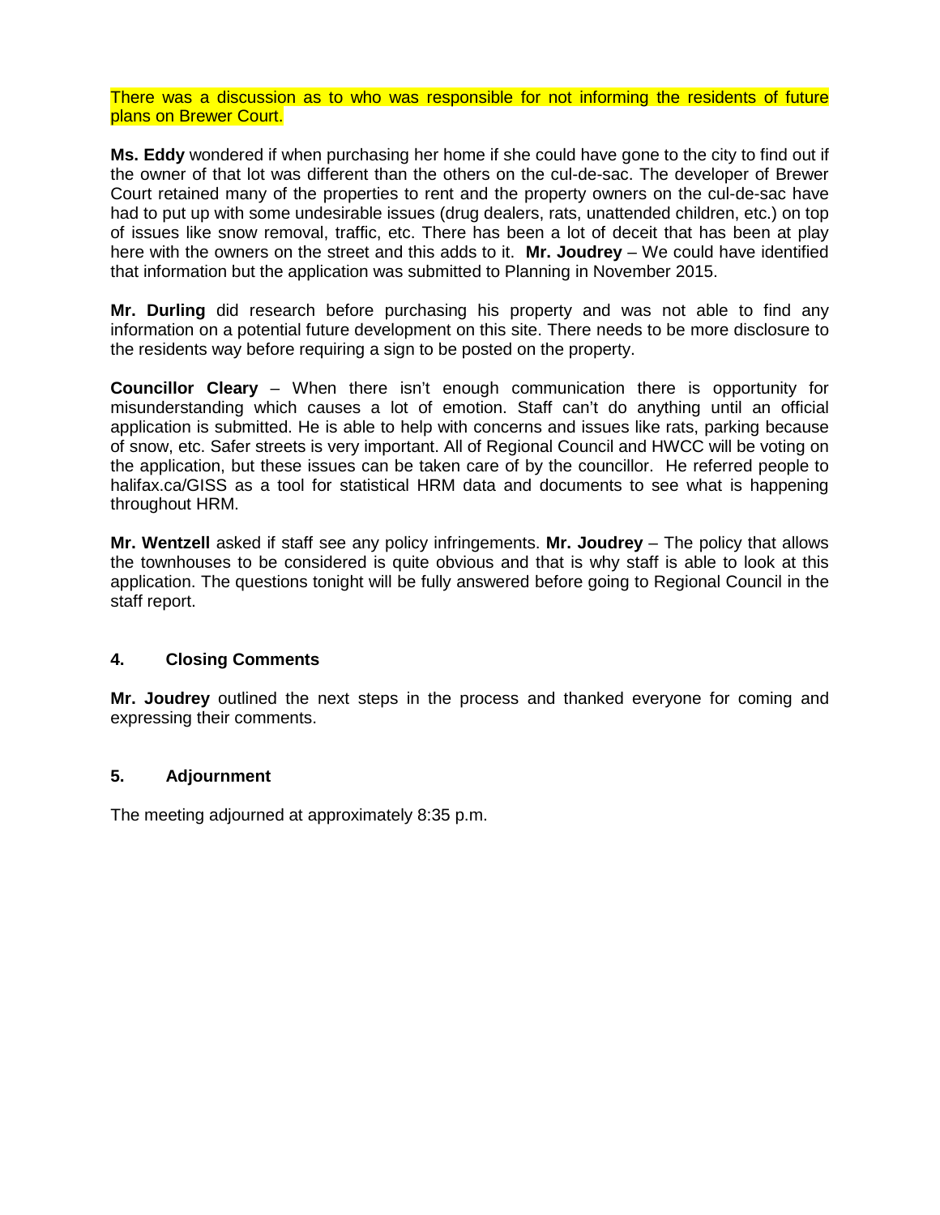There was a discussion as to who was responsible for not informing the residents of future plans on Brewer Court.

**Ms. Eddy** wondered if when purchasing her home if she could have gone to the city to find out if the owner of that lot was different than the others on the cul-de-sac. The developer of Brewer Court retained many of the properties to rent and the property owners on the cul-de-sac have had to put up with some undesirable issues (drug dealers, rats, unattended children, etc.) on top of issues like snow removal, traffic, etc. There has been a lot of deceit that has been at play here with the owners on the street and this adds to it. **Mr. Joudrey** – We could have identified that information but the application was submitted to Planning in November 2015.

**Mr. Durling** did research before purchasing his property and was not able to find any information on a potential future development on this site. There needs to be more disclosure to the residents way before requiring a sign to be posted on the property.

**Councillor Cleary** – When there isn't enough communication there is opportunity for misunderstanding which causes a lot of emotion. Staff can't do anything until an official application is submitted. He is able to help with concerns and issues like rats, parking because of snow, etc. Safer streets is very important. All of Regional Council and HWCC will be voting on the application, but these issues can be taken care of by the councillor. He referred people to halifax.ca/GISS as a tool for statistical HRM data and documents to see what is happening throughout HRM.

**Mr. Wentzell** asked if staff see any policy infringements. **Mr. Joudrey** – The policy that allows the townhouses to be considered is quite obvious and that is why staff is able to look at this application. The questions tonight will be fully answered before going to Regional Council in the staff report.

## 4. Closing Comments

**Mr. Joudrey** outlined the next steps in the process and thanked everyone for coming and expressing their comments.

## 5. Adjournment

The meeting adjourned at approximately 8:35 p.m.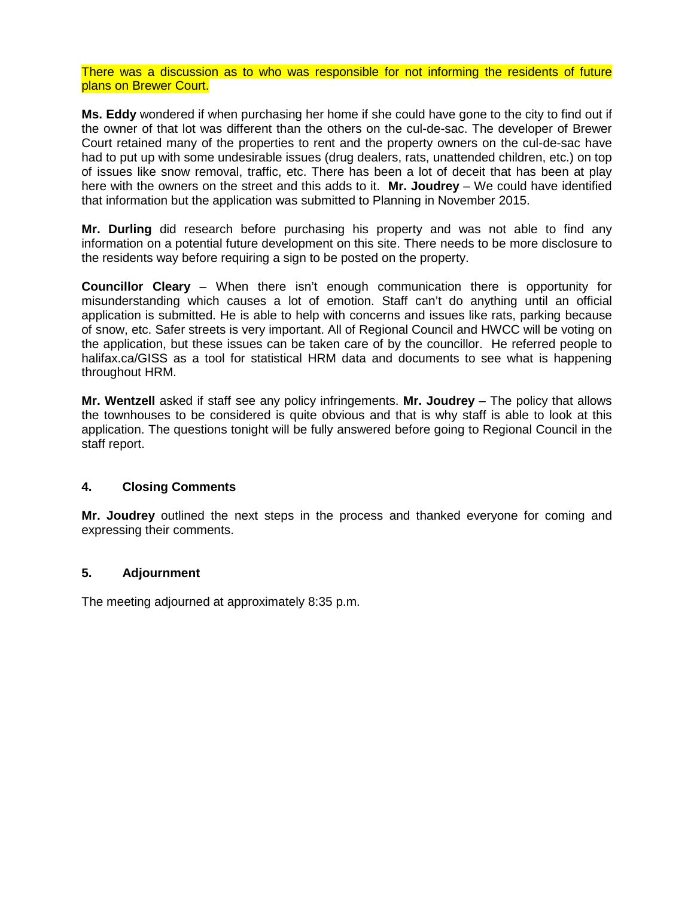There was a discussion as to who was responsible for not informing the residents of future plans on Brewer Court.

**Ms. Eddy** wondered if when purchasing her home if she could have gone to the city to find out if the owner of that lot was different than the others on the cul-de-sac. The developer of Brewer Court retained many of the properties to rent and the property owners on the cul-de-sac have had to put up with some undesirable issues (drug dealers, rats, unattended children, etc.) on top of issues like snow removal, traffic, etc. There has been a lot of deceit that has been at play here with the owners on the street and this adds to it. **Mr. Joudrey** – We could have identified that information but the application was submitted to Planning in November 2015.

**Mr. Durling** did research before purchasing his property and was not able to find any information on a potential future development on this site. There needs to be more disclosure to the residents way before requiring a sign to be posted on the property.

**Councillor Cleary** – When there isn't enough communication there is opportunity for misunderstanding which causes a lot of emotion. Staff can't do anything until an official application is submitted. He is able to help with concerns and issues like rats, parking because of snow, etc. Safer streets is very important. All of Regional Council and HWCC will be voting on the application, but these issues can be taken care of by the councillor. He referred people to halifax.ca/GISS as a tool for statistical HRM data and documents to see what is happening throughout HRM.

**Mr. Wentzell** asked if staff see any policy infringements. **Mr. Joudrey** – The policy that allows the townhouses to be considered is quite obvious and that is why staff is able to look at this application. The questions tonight will be fully answered before going to Regional Council in the staff report.

## 4. Closing Comments

**Mr. Joudrey** outlined the next steps in the process and thanked everyone for coming and expressing their comments.

## 5. Adjournment

The meeting adjourned at approximately 8:35 p.m.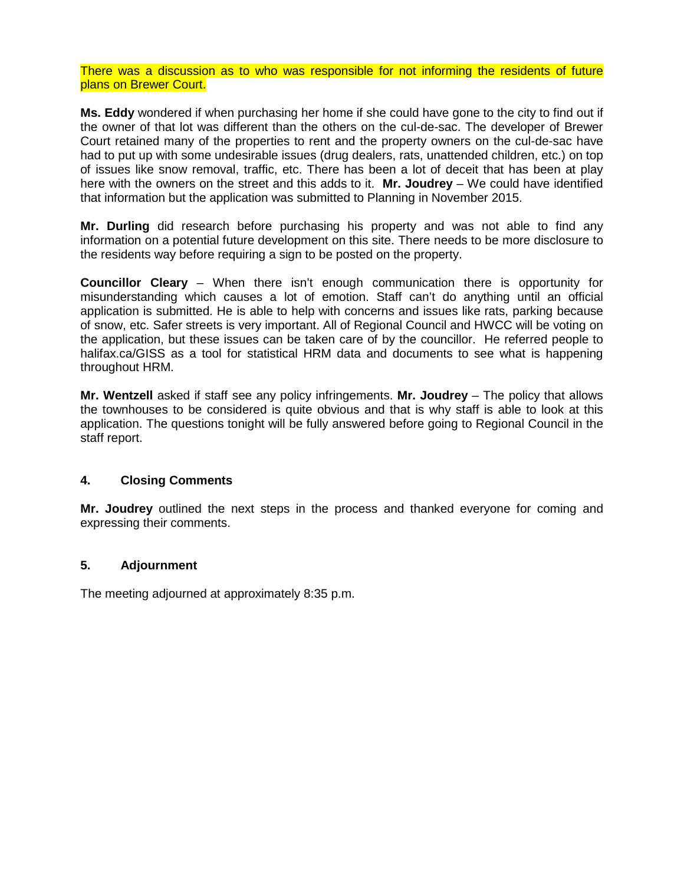There was a discussion as to who was responsible for not informing the residents of future plans on Brewer Court.

**Ms. Eddy** wondered if when purchasing her home if she could have gone to the city to find out if the owner of that lot was different than the others on the cul-de-sac. The developer of Brewer Court retained many of the properties to rent and the property owners on the cul-de-sac have had to put up with some undesirable issues (drug dealers, rats, unattended children, etc.) on top of issues like snow removal, traffic, etc. There has been a lot of deceit that has been at play here with the owners on the street and this adds to it. **Mr. Joudrey** – We could have identified that information but the application was submitted to Planning in November 2015.

**Mr. Durling** did research before purchasing his property and was not able to find any information on a potential future development on this site. There needs to be more disclosure to the residents way before requiring a sign to be posted on the property.

**Councillor Cleary** – When there isn't enough communication there is opportunity for misunderstanding which causes a lot of emotion. Staff can't do anything until an official application is submitted. He is able to help with concerns and issues like rats, parking because of snow, etc. Safer streets is very important. All of Regional Council and HWCC will be voting on the application, but these issues can be taken care of by the councillor. He referred people to halifax.ca/GISS as a tool for statistical HRM data and documents to see what is happening throughout HRM.

**Mr. Wentzell** asked if staff see any policy infringements. **Mr. Joudrey** – The policy that allows the townhouses to be considered is quite obvious and that is why staff is able to look at this application. The questions tonight will be fully answered before going to Regional Council in the staff report.

## 4. Closing Comments

**Mr. Joudrey** outlined the next steps in the process and thanked everyone for coming and expressing their comments.

## 5. Adjournment

The meeting adjourned at approximately 8:35 p.m.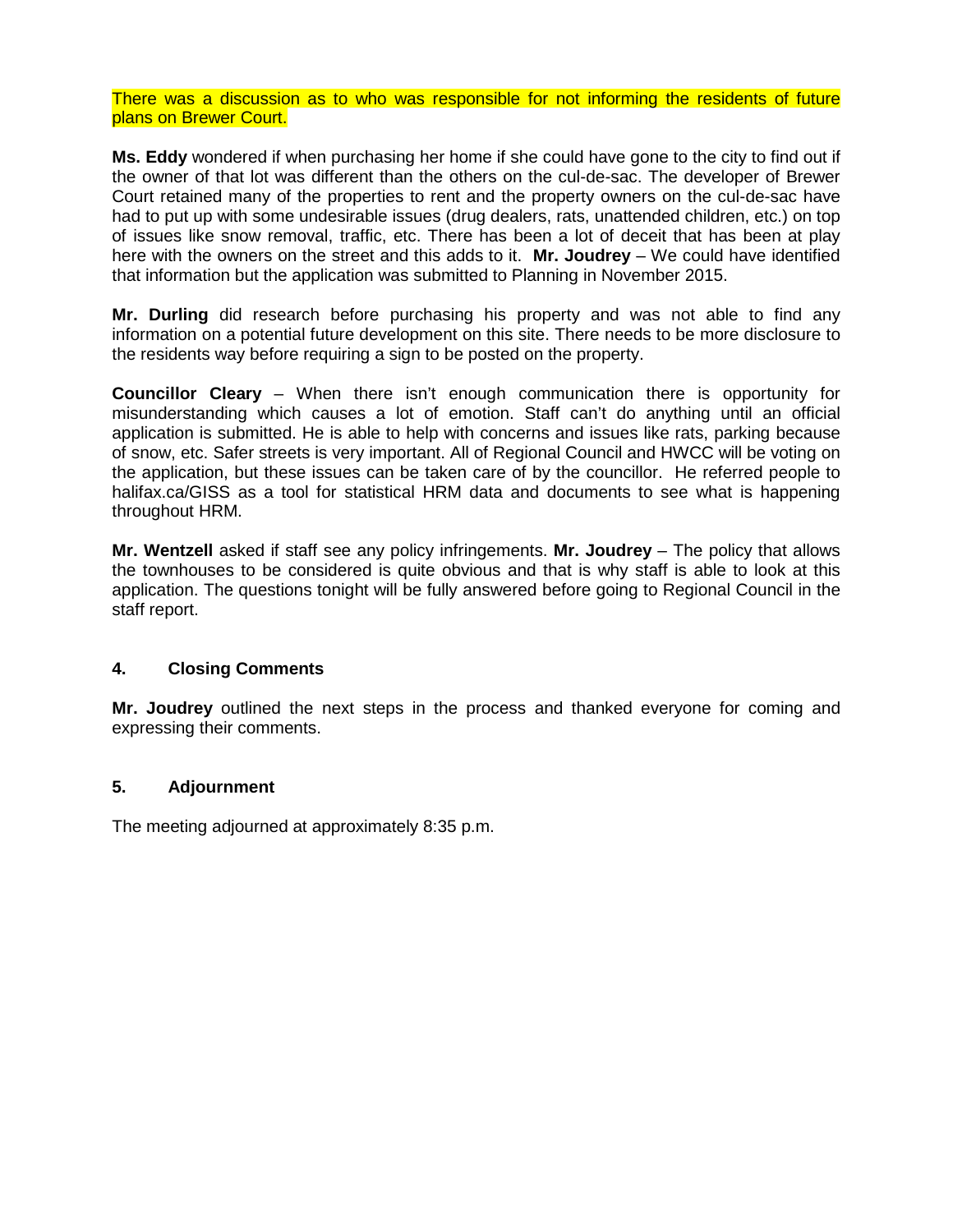There was a discussion as to who was responsible for not informing the residents of future plans on Brewer Court.

**Ms. Eddy** wondered if when purchasing her home if she could have gone to the city to find out if the owner of that lot was different than the others on the cul-de-sac. The developer of Brewer Court retained many of the properties to rent and the property owners on the cul-de-sac have had to put up with some undesirable issues (drug dealers, rats, unattended children, etc.) on top of issues like snow removal, traffic, etc. There has been a lot of deceit that has been at play here with the owners on the street and this adds to it. **Mr. Joudrey** – We could have identified that information but the application was submitted to Planning in November 2015.

**Mr. Durling** did research before purchasing his property and was not able to find any information on a potential future development on this site. There needs to be more disclosure to the residents way before requiring a sign to be posted on the property.

**Councillor Cleary** – When there isn't enough communication there is opportunity for misunderstanding which causes a lot of emotion. Staff can't do anything until an official application is submitted. He is able to help with concerns and issues like rats, parking because of snow, etc. Safer streets is very important. All of Regional Council and HWCC will be voting on the application, but these issues can be taken care of by the councillor. He referred people to halifax.ca/GISS as a tool for statistical HRM data and documents to see what is happening throughout HRM.

**Mr. Wentzell** asked if staff see any policy infringements. **Mr. Joudrey** – The policy that allows the townhouses to be considered is quite obvious and that is why staff is able to look at this application. The questions tonight will be fully answered before going to Regional Council in the staff report.

## 4. Closing Comments

**Mr. Joudrey** outlined the next steps in the process and thanked everyone for coming and expressing their comments.

## 5. Adjournment

The meeting adjourned at approximately 8:35 p.m.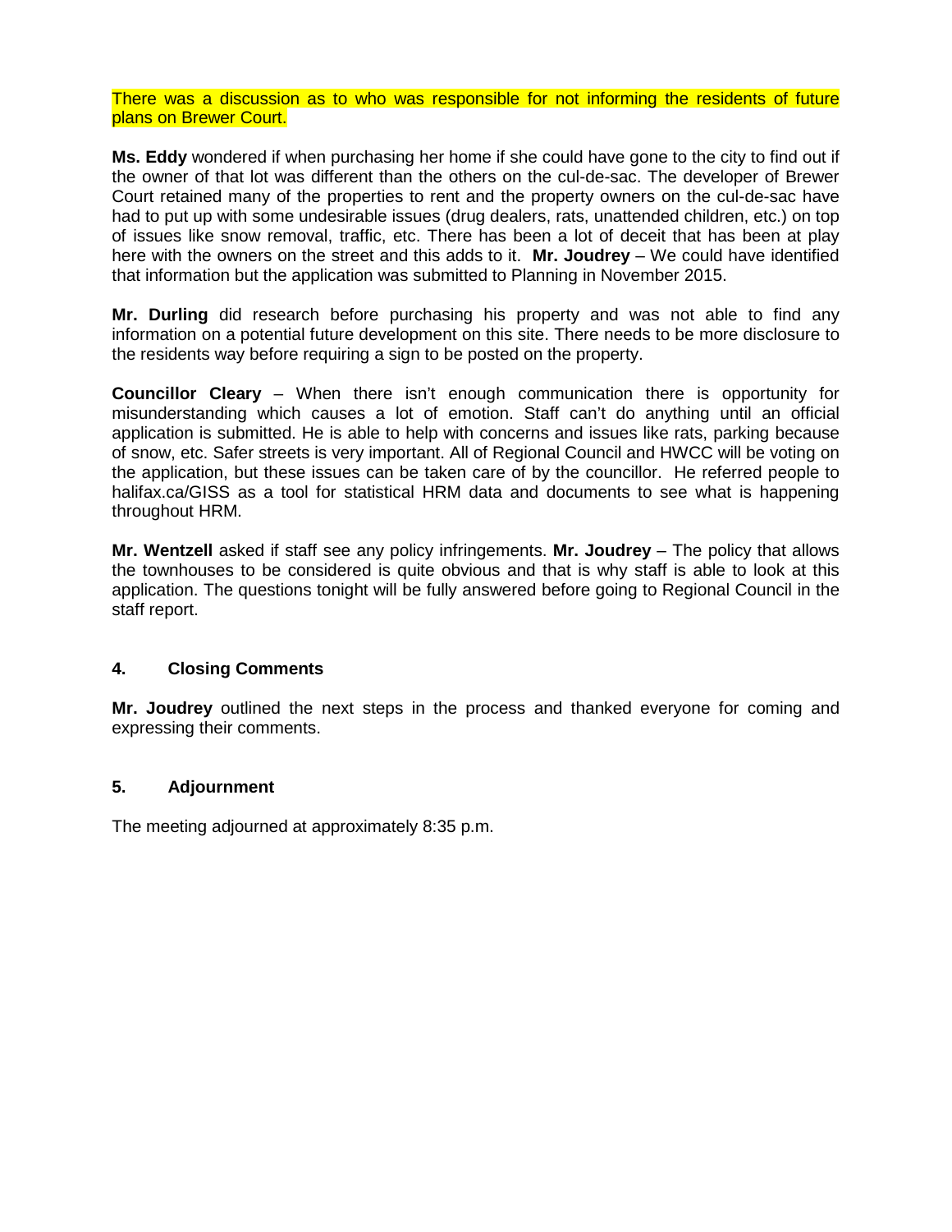There was a discussion as to who was responsible for not informing the residents of future plans on Brewer Court.

**Ms. Eddy** wondered if when purchasing her home if she could have gone to the city to find out if the owner of that lot was different than the others on the cul-de-sac. The developer of Brewer Court retained many of the properties to rent and the property owners on the cul-de-sac have had to put up with some undesirable issues (drug dealers, rats, unattended children, etc.) on top of issues like snow removal, traffic, etc. There has been a lot of deceit that has been at play here with the owners on the street and this adds to it. **Mr. Joudrey** – We could have identified that information but the application was submitted to Planning in November 2015.

**Mr. Durling** did research before purchasing his property and was not able to find any information on a potential future development on this site. There needs to be more disclosure to the residents way before requiring a sign to be posted on the property.

**Councillor Cleary** – When there isn't enough communication there is opportunity for misunderstanding which causes a lot of emotion. Staff can't do anything until an official application is submitted. He is able to help with concerns and issues like rats, parking because of snow, etc. Safer streets is very important. All of Regional Council and HWCC will be voting on the application, but these issues can be taken care of by the councillor. He referred people to halifax.ca/GISS as a tool for statistical HRM data and documents to see what is happening throughout HRM.

**Mr. Wentzell** asked if staff see any policy infringements. **Mr. Joudrey** – The policy that allows the townhouses to be considered is quite obvious and that is why staff is able to look at this application. The questions tonight will be fully answered before going to Regional Council in the staff report.

## 4. Closing Comments

**Mr. Joudrey** outlined the next steps in the process and thanked everyone for coming and expressing their comments.

## 5. Adjournment

The meeting adjourned at approximately 8:35 p.m.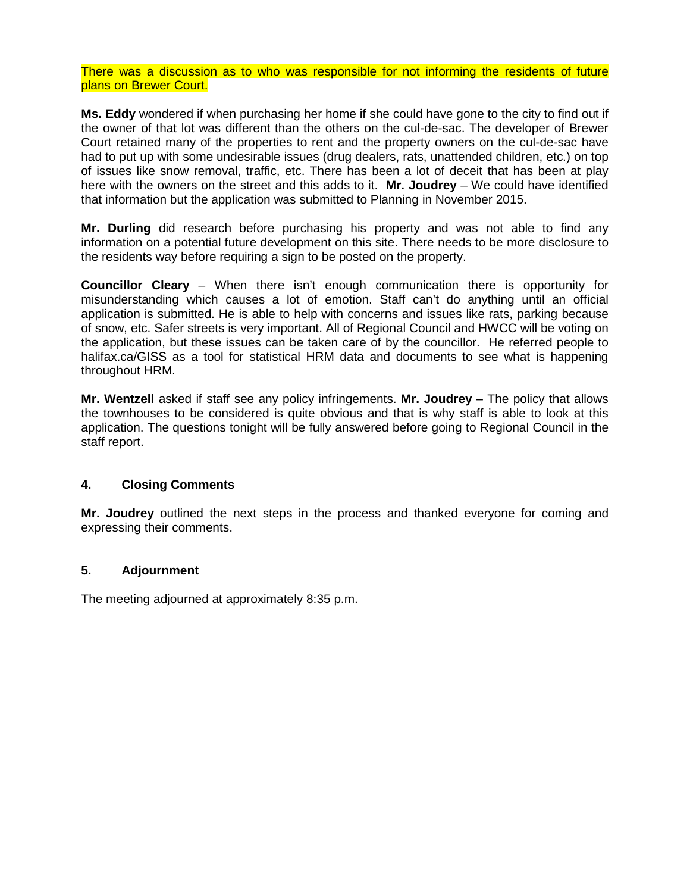There was a discussion as to who was responsible for not informing the residents of future plans on Brewer Court.

**Ms. Eddy** wondered if when purchasing her home if she could have gone to the city to find out if the owner of that lot was different than the others on the cul-de-sac. The developer of Brewer Court retained many of the properties to rent and the property owners on the cul-de-sac have had to put up with some undesirable issues (drug dealers, rats, unattended children, etc.) on top of issues like snow removal, traffic, etc. There has been a lot of deceit that has been at play here with the owners on the street and this adds to it. **Mr. Joudrey** – We could have identified that information but the application was submitted to Planning in November 2015.

**Mr. Durling** did research before purchasing his property and was not able to find any information on a potential future development on this site. There needs to be more disclosure to the residents way before requiring a sign to be posted on the property.

**Councillor Cleary** – When there isn't enough communication there is opportunity for misunderstanding which causes a lot of emotion. Staff can't do anything until an official application is submitted. He is able to help with concerns and issues like rats, parking because of snow, etc. Safer streets is very important. All of Regional Council and HWCC will be voting on the application, but these issues can be taken care of by the councillor. He referred people to halifax.ca/GISS as a tool for statistical HRM data and documents to see what is happening throughout HRM.

**Mr. Wentzell** asked if staff see any policy infringements. **Mr. Joudrey** – The policy that allows the townhouses to be considered is quite obvious and that is why staff is able to look at this application. The questions tonight will be fully answered before going to Regional Council in the staff report.

## 4. Closing Comments

**Mr. Joudrey** outlined the next steps in the process and thanked everyone for coming and expressing their comments.

## 5. Adjournment

The meeting adjourned at approximately 8:35 p.m.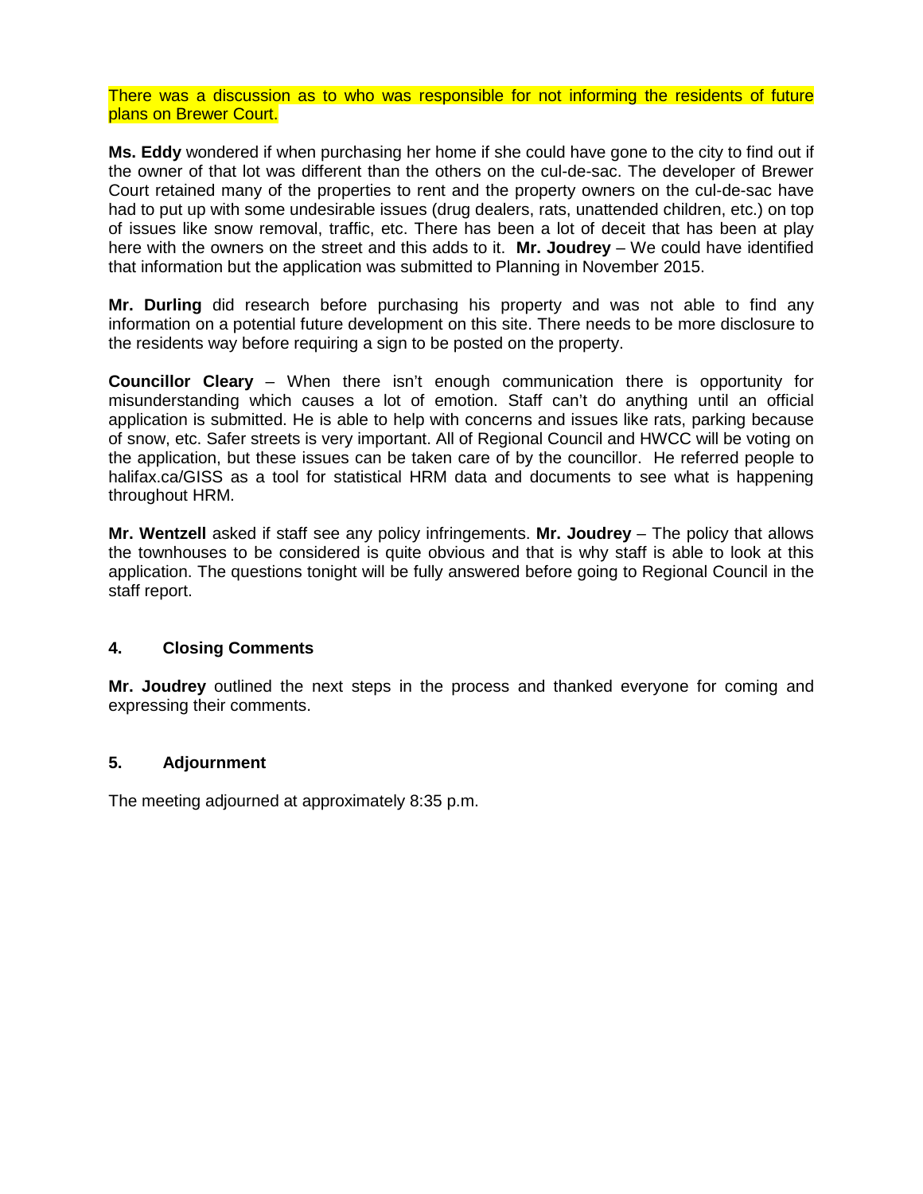There was a discussion as to who was responsible for not informing the residents of future plans on Brewer Court.

**Ms. Eddy** wondered if when purchasing her home if she could have gone to the city to find out if the owner of that lot was different than the others on the cul-de-sac. The developer of Brewer Court retained many of the properties to rent and the property owners on the cul-de-sac have had to put up with some undesirable issues (drug dealers, rats, unattended children, etc.) on top of issues like snow removal, traffic, etc. There has been a lot of deceit that has been at play here with the owners on the street and this adds to it. **Mr. Joudrey** – We could have identified that information but the application was submitted to Planning in November 2015.

**Mr. Durling** did research before purchasing his property and was not able to find any information on a potential future development on this site. There needs to be more disclosure to the residents way before requiring a sign to be posted on the property.

**Councillor Cleary** – When there isn't enough communication there is opportunity for misunderstanding which causes a lot of emotion. Staff can't do anything until an official application is submitted. He is able to help with concerns and issues like rats, parking because of snow, etc. Safer streets is very important. All of Regional Council and HWCC will be voting on the application, but these issues can be taken care of by the councillor. He referred people to halifax.ca/GISS as a tool for statistical HRM data and documents to see what is happening throughout HRM.

**Mr. Wentzell** asked if staff see any policy infringements. **Mr. Joudrey** – The policy that allows the townhouses to be considered is quite obvious and that is why staff is able to look at this application. The questions tonight will be fully answered before going to Regional Council in the staff report.

## 4. Closing Comments

**Mr. Joudrey** outlined the next steps in the process and thanked everyone for coming and expressing their comments.

## 5. Adjournment

The meeting adjourned at approximately 8:35 p.m.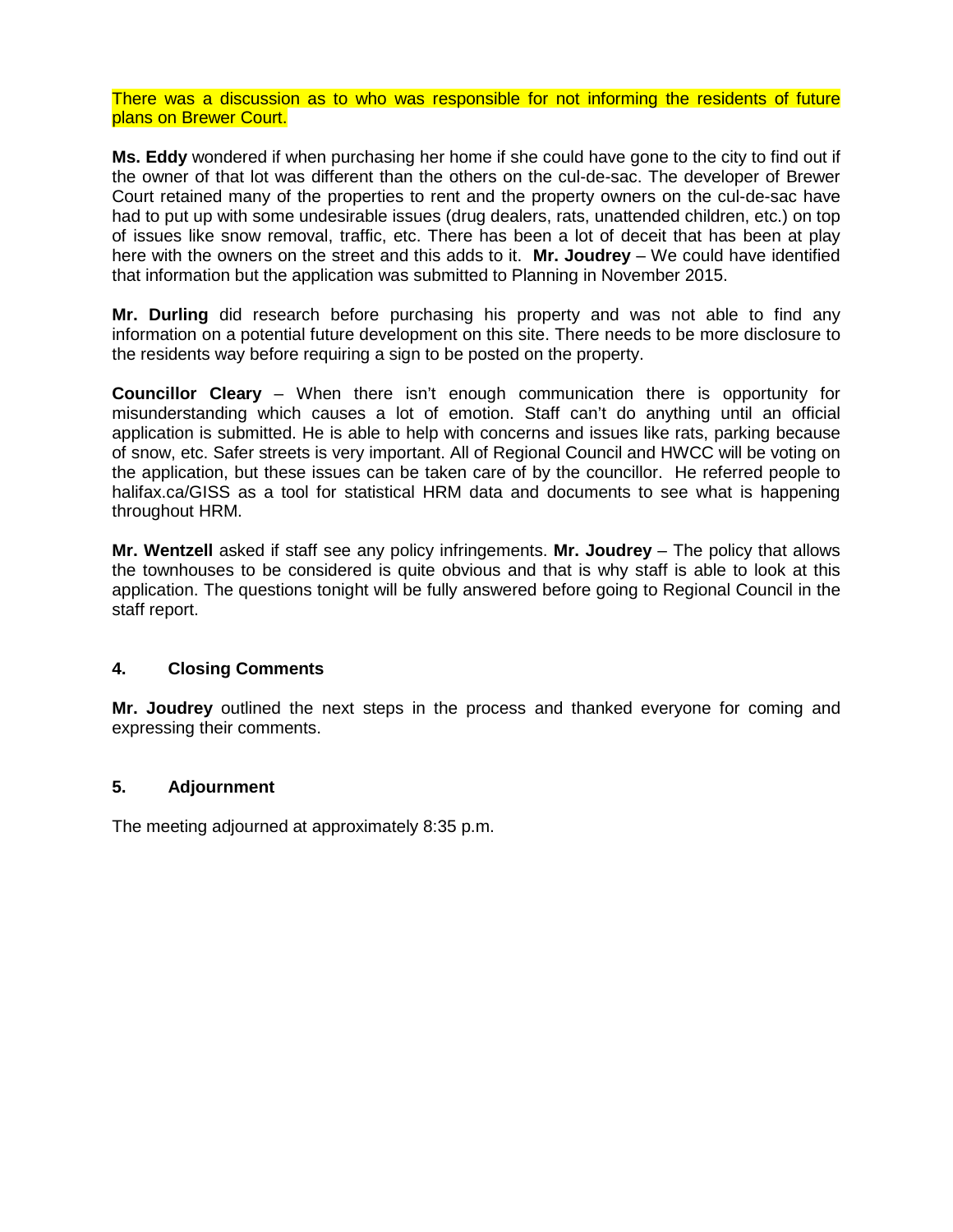There was a discussion as to who was responsible for not informing the residents of future plans on Brewer Court.

**Ms. Eddy** wondered if when purchasing her home if she could have gone to the city to find out if the owner of that lot was different than the others on the cul-de-sac. The developer of Brewer Court retained many of the properties to rent and the property owners on the cul-de-sac have had to put up with some undesirable issues (drug dealers, rats, unattended children, etc.) on top of issues like snow removal, traffic, etc. There has been a lot of deceit that has been at play here with the owners on the street and this adds to it. **Mr. Joudrey** – We could have identified that information but the application was submitted to Planning in November 2015.

**Mr. Durling** did research before purchasing his property and was not able to find any information on a potential future development on this site. There needs to be more disclosure to the residents way before requiring a sign to be posted on the property.

**Councillor Cleary** – When there isn't enough communication there is opportunity for misunderstanding which causes a lot of emotion. Staff can't do anything until an official application is submitted. He is able to help with concerns and issues like rats, parking because of snow, etc. Safer streets is very important. All of Regional Council and HWCC will be voting on the application, but these issues can be taken care of by the councillor. He referred people to halifax.ca/GISS as a tool for statistical HRM data and documents to see what is happening throughout HRM.

**Mr. Wentzell** asked if staff see any policy infringements. **Mr. Joudrey** – The policy that allows the townhouses to be considered is quite obvious and that is why staff is able to look at this application. The questions tonight will be fully answered before going to Regional Council in the staff report.

## 4. Closing Comments

**Mr. Joudrey** outlined the next steps in the process and thanked everyone for coming and expressing their comments.

## 5. Adjournment

The meeting adjourned at approximately 8:35 p.m.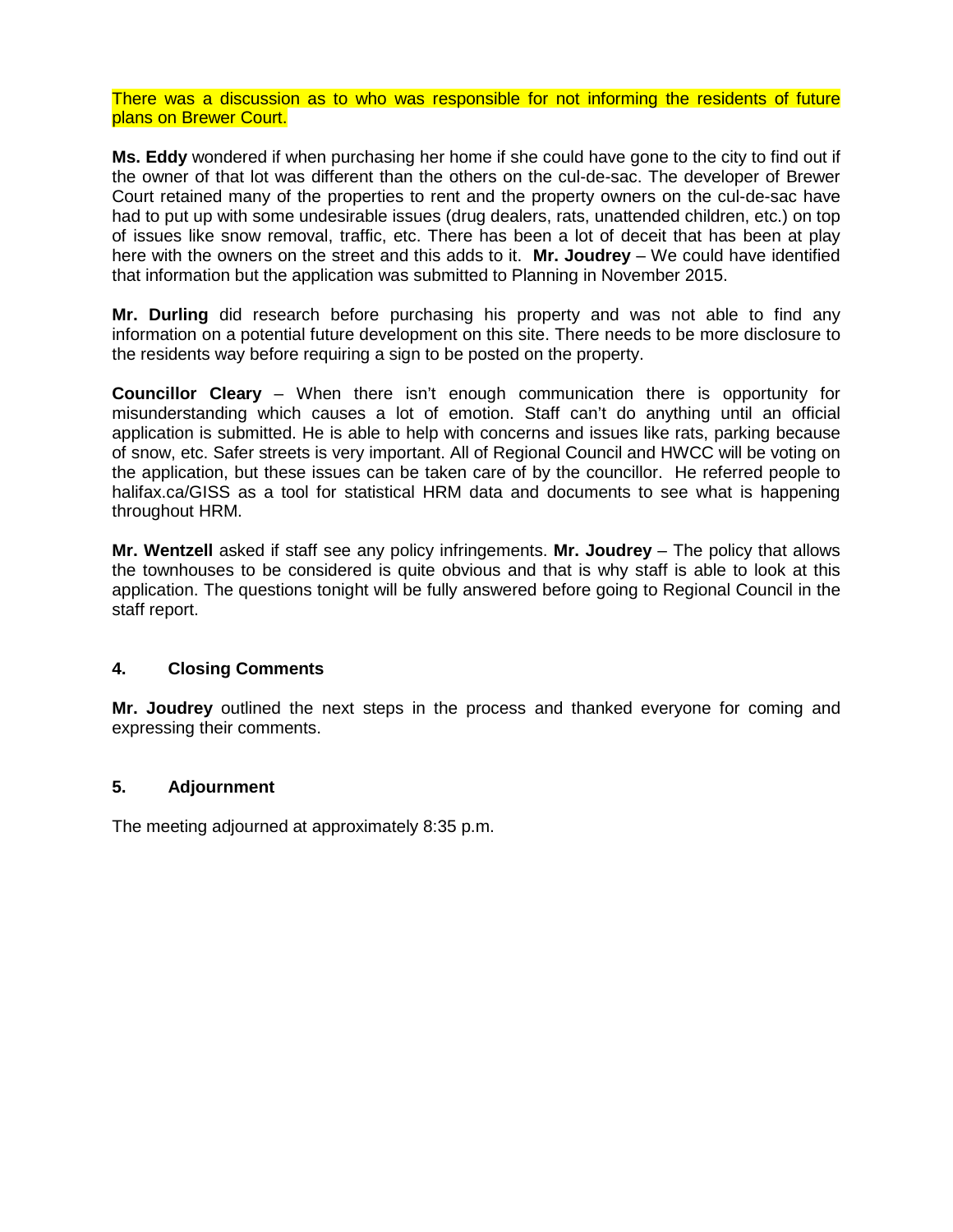There was a discussion as to who was responsible for not informing the residents of future plans on Brewer Court.

**Ms. Eddy** wondered if when purchasing her home if she could have gone to the city to find out if the owner of that lot was different than the others on the cul-de-sac. The developer of Brewer Court retained many of the properties to rent and the property owners on the cul-de-sac have had to put up with some undesirable issues (drug dealers, rats, unattended children, etc.) on top of issues like snow removal, traffic, etc. There has been a lot of deceit that has been at play here with the owners on the street and this adds to it. **Mr. Joudrey** – We could have identified that information but the application was submitted to Planning in November 2015.

**Mr. Durling** did research before purchasing his property and was not able to find any information on a potential future development on this site. There needs to be more disclosure to the residents way before requiring a sign to be posted on the property.

**Councillor Cleary** – When there isn't enough communication there is opportunity for misunderstanding which causes a lot of emotion. Staff can't do anything until an official application is submitted. He is able to help with concerns and issues like rats, parking because of snow, etc. Safer streets is very important. All of Regional Council and HWCC will be voting on the application, but these issues can be taken care of by the councillor. He referred people to halifax.ca/GISS as a tool for statistical HRM data and documents to see what is happening throughout HRM.

**Mr. Wentzell** asked if staff see any policy infringements. **Mr. Joudrey** – The policy that allows the townhouses to be considered is quite obvious and that is why staff is able to look at this application. The questions tonight will be fully answered before going to Regional Council in the staff report.

## 4. Closing Comments

**Mr. Joudrey** outlined the next steps in the process and thanked everyone for coming and expressing their comments.

## 5. Adjournment

The meeting adjourned at approximately 8:35 p.m.